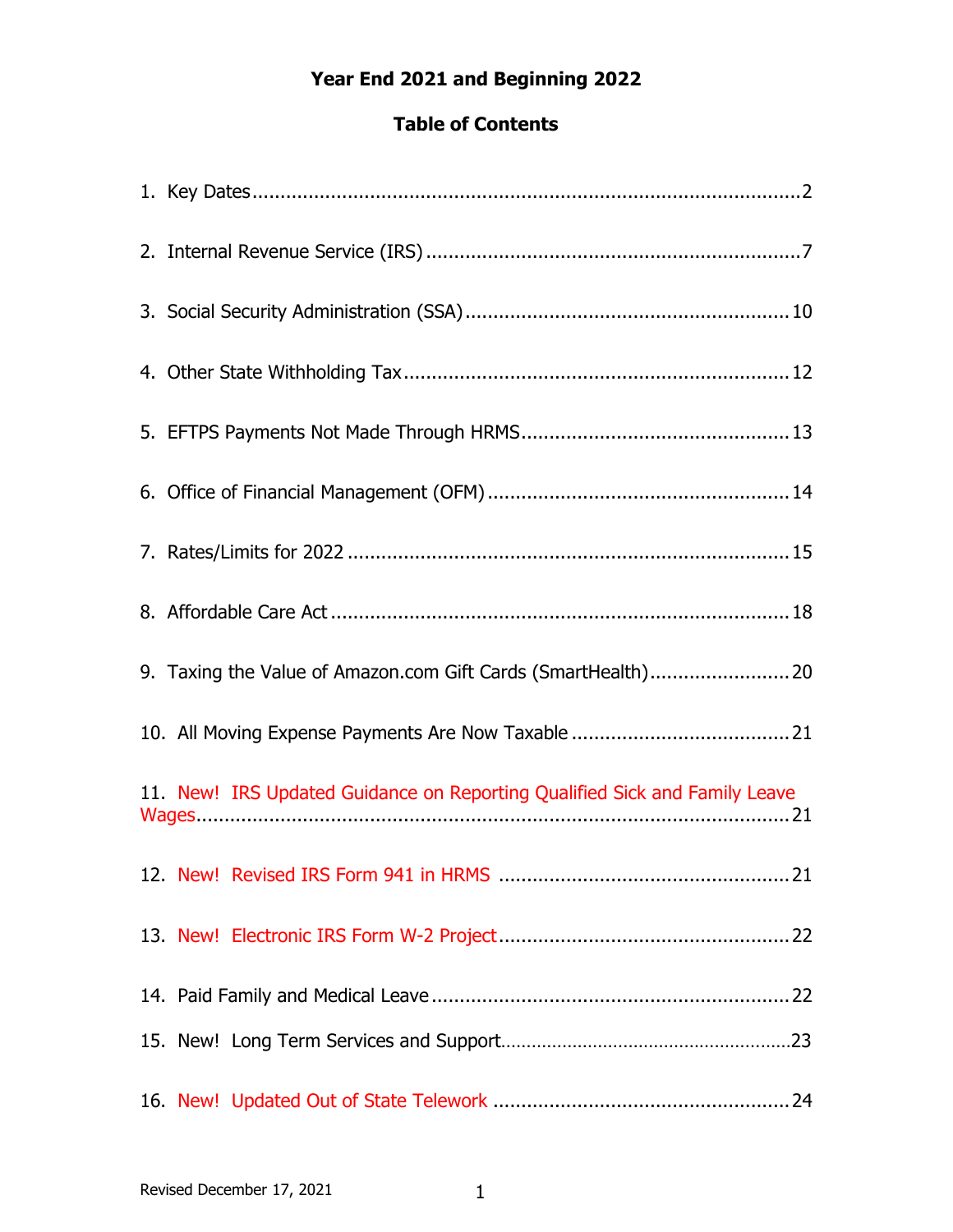# Year End 2021 and Beginning 2022

## Table of Contents

1. Key Dates .......... 2
2. Internal Revenue Service (IRS) .......... 7
3. Social Security Administration (SSA) .......... 10
4. Other State Withholding Tax .......... 12
5. EFTPS Payments Not Made Through HRMS .......... 13
6. Office of Financial Management (OFM) .......... 14
7. Rates/Limits for 2022 .......... 15
8. Affordable Care Act .......... 18
9. Taxing the Value of Amazon.com Gift Cards (SmartHealth) .......... 20
10. All Moving Expense Payments Are Now Taxable .......... 21
11. New! IRS Updated Guidance on Reporting Qualified Sick and Family Leave Wages .......... 21
12. New! Revised IRS Form 941 in HRMS .......... 21
13. New! Electronic IRS Form W-2 Project .......... 22
14. Paid Family and Medical Leave .......... 22
15. New! Long Term Services and Support .......... 23
16. New! Updated Out of State Telework .......... 24

Revised December 17, 2021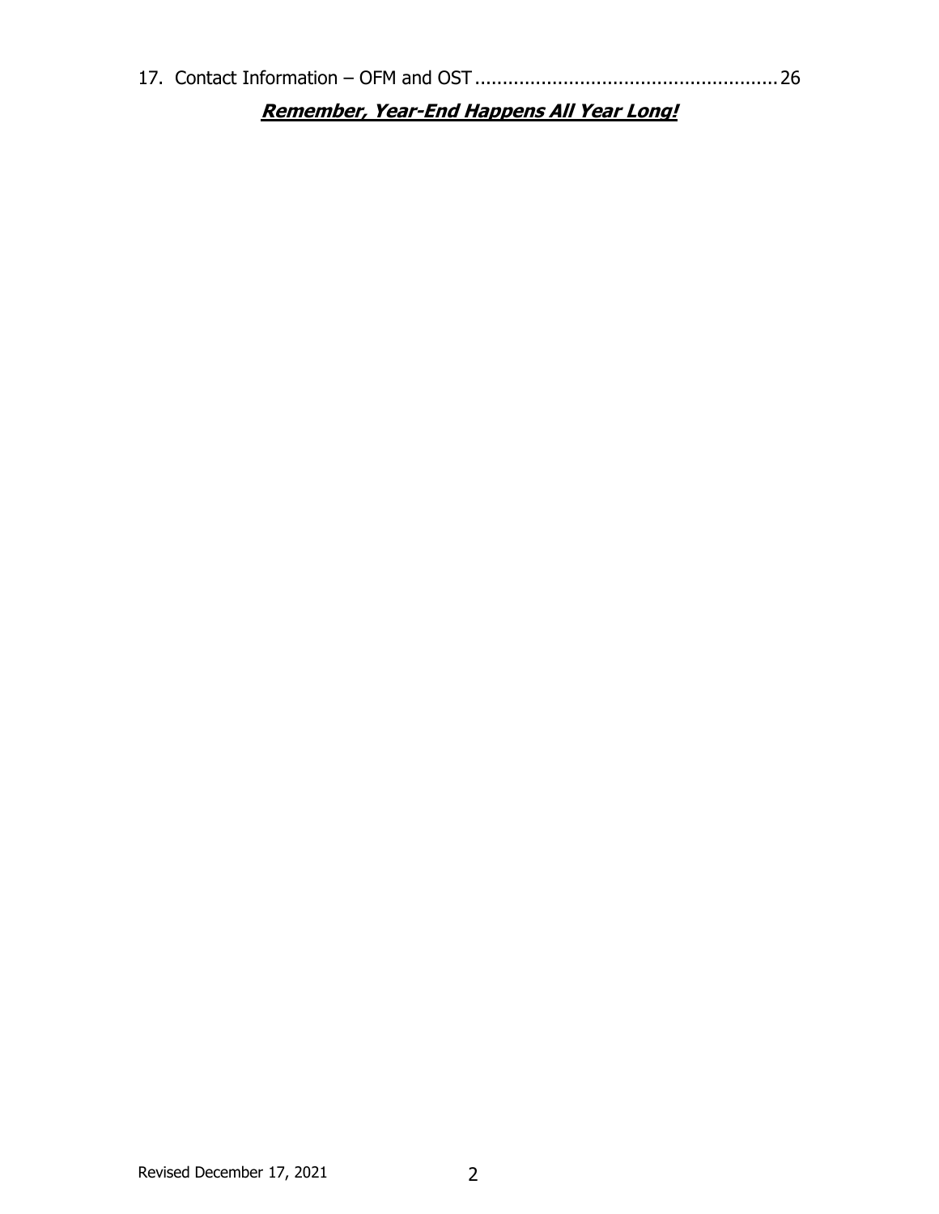17. Contact Information – OFM and OST ........................................................ 26

***Remember, Year-End Happens All Year Long!***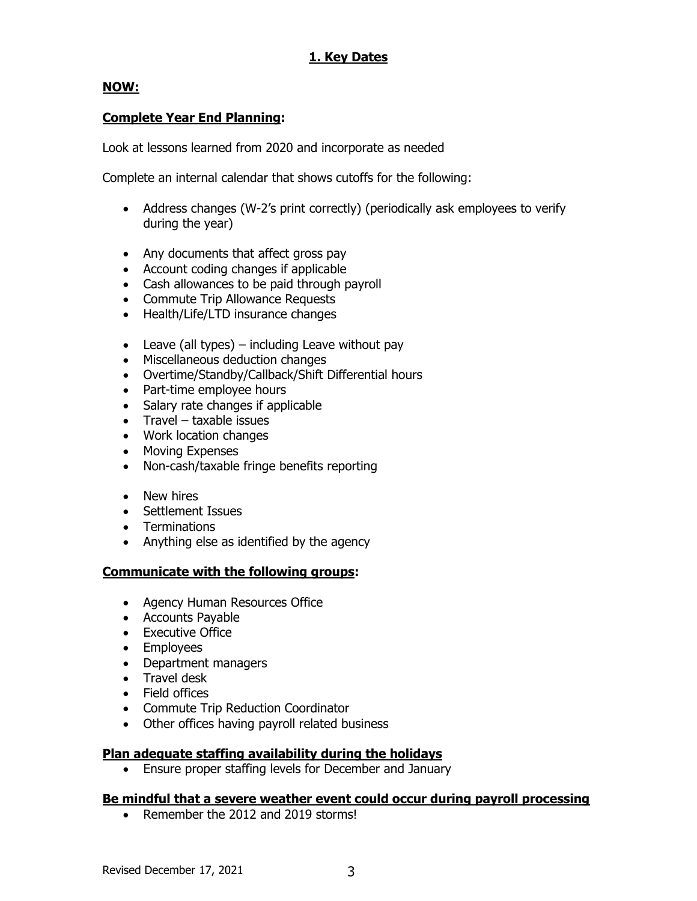## 1. Key Dates

### NOW:

### Complete Year End Planning:

Look at lessons learned from 2020 and incorporate as needed

Complete an internal calendar that shows cutoffs for the following:

- Address changes (W-2's print correctly) (periodically ask employees to verify during the year)

- Any documents that affect gross pay
- Account coding changes if applicable
- Cash allowances to be paid through payroll
- Commute Trip Allowance Requests
- Health/Life/LTD insurance changes

- Leave (all types) – including Leave without pay
- Miscellaneous deduction changes
- Overtime/Standby/Callback/Shift Differential hours
- Part-time employee hours
- Salary rate changes if applicable
- Travel – taxable issues
- Work location changes
- Moving Expenses
- Non-cash/taxable fringe benefits reporting

- New hires
- Settlement Issues
- Terminations
- Anything else as identified by the agency

### Communicate with the following groups:

- Agency Human Resources Office
- Accounts Payable
- Executive Office
- Employees
- Department managers
- Travel desk
- Field offices
- Commute Trip Reduction Coordinator
- Other offices having payroll related business

### Plan adequate staffing availability during the holidays

- Ensure proper staffing levels for December and January

### Be mindful that a severe weather event could occur during payroll processing

- Remember the 2012 and 2019 storms!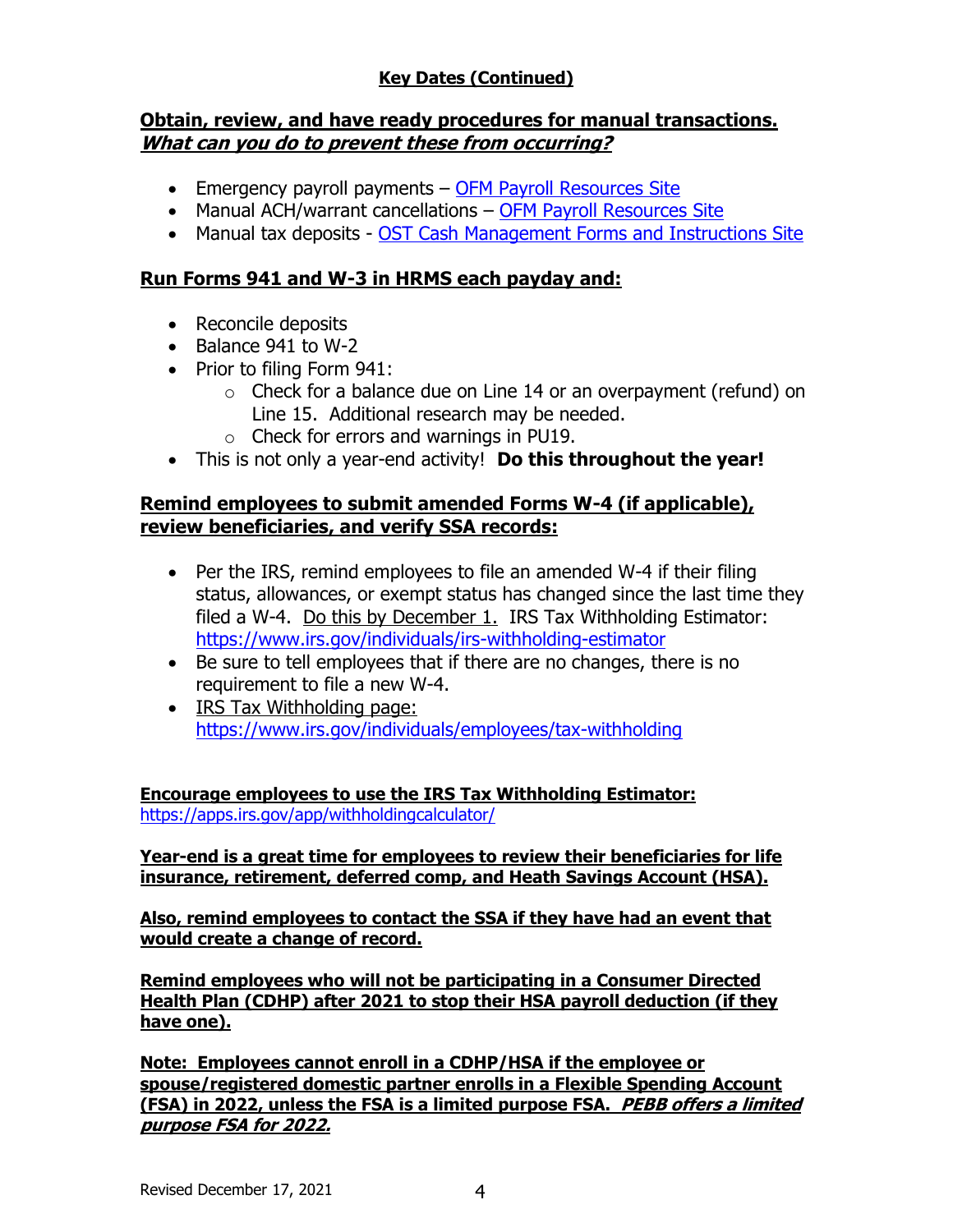## Key Dates (Continued)

**Obtain, review, and have ready procedures for manual transactions.**
***What can you do to prevent these from occurring?***

- Emergency payroll payments – [OFM Payroll Resources Site]
- Manual ACH/warrant cancellations – [OFM Payroll Resources Site]
- Manual tax deposits - [OST Cash Management Forms and Instructions Site]

**Run Forms 941 and W-3 in HRMS each payday and:**

- Reconcile deposits
- Balance 941 to W-2
- Prior to filing Form 941:
  - Check for a balance due on Line 14 or an overpayment (refund) on Line 15. Additional research may be needed.
  - Check for errors and warnings in PU19.
- This is not only a year-end activity! **Do this throughout the year!**

**Remind employees to submit amended Forms W-4 (if applicable), review beneficiaries, and verify SSA records:**

- Per the IRS, remind employees to file an amended W-4 if their filing status, allowances, or exempt status has changed since the last time they filed a W-4. Do this by December 1. IRS Tax Withholding Estimator: https://www.irs.gov/individuals/irs-withholding-estimator
- Be sure to tell employees that if there are no changes, there is no requirement to file a new W-4.
- IRS Tax Withholding page: https://www.irs.gov/individuals/employees/tax-withholding

**Encourage employees to use the IRS Tax Withholding Estimator:**
https://apps.irs.gov/app/withholdingcalculator/

**Year-end is a great time for employees to review their beneficiaries for life insurance, retirement, deferred comp, and Heath Savings Account (HSA).**

**Also, remind employees to contact the SSA if they have had an event that would create a change of record.**

**Remind employees who will not be participating in a Consumer Directed Health Plan (CDHP) after 2021 to stop their HSA payroll deduction (if they have one).**

**Note: Employees cannot enroll in a CDHP/HSA if the employee or spouse/registered domestic partner enrolls in a Flexible Spending Account (FSA) in 2022, unless the FSA is a limited purpose FSA. *PEBB offers a limited purpose FSA for 2022.***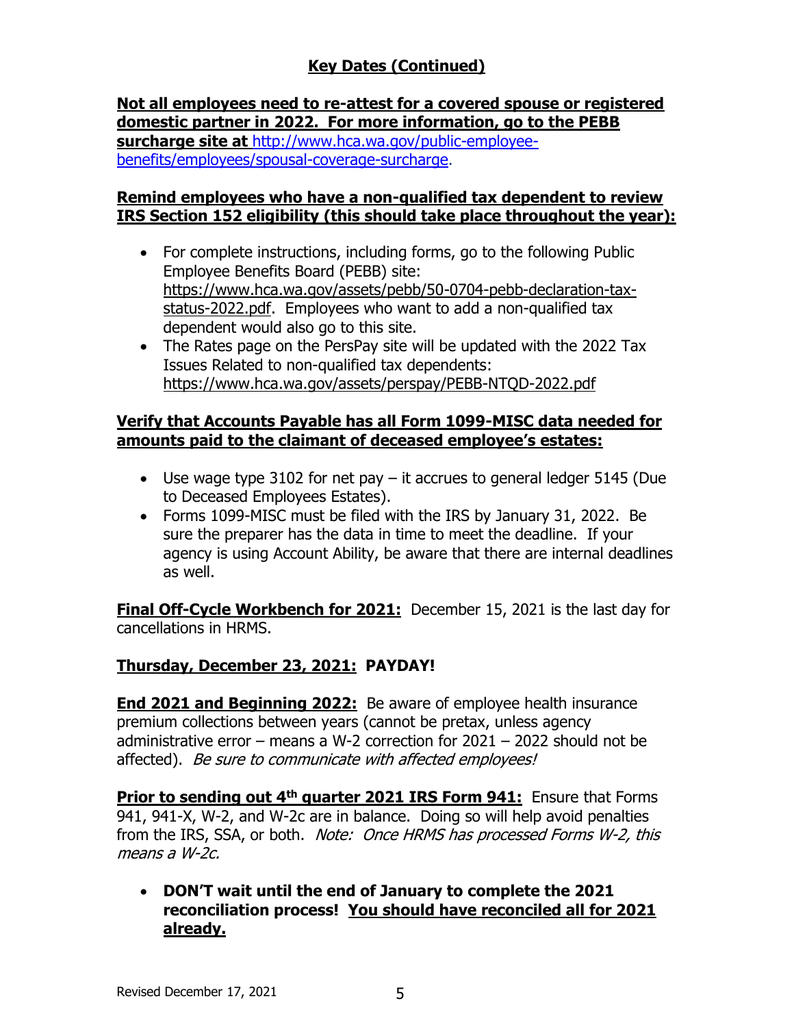## Key Dates (Continued)

**Not all employees need to re-attest for a covered spouse or registered domestic partner in 2022. For more information, go to the PEBB surcharge site at** http://www.hca.wa.gov/public-employee-benefits/employees/spousal-coverage-surcharge.

**Remind employees who have a non-qualified tax dependent to review IRS Section 152 eligibility (this should take place throughout the year):**

- For complete instructions, including forms, go to the following Public Employee Benefits Board (PEBB) site: https://www.hca.wa.gov/assets/pebb/50-0704-pebb-declaration-tax-status-2022.pdf. Employees who want to add a non-qualified tax dependent would also go to this site.
- The Rates page on the PersPay site will be updated with the 2022 Tax Issues Related to non-qualified tax dependents: https://www.hca.wa.gov/assets/perspay/PEBB-NTQD-2022.pdf

**Verify that Accounts Payable has all Form 1099-MISC data needed for amounts paid to the claimant of deceased employee's estates:**

- Use wage type 3102 for net pay – it accrues to general ledger 5145 (Due to Deceased Employees Estates).
- Forms 1099-MISC must be filed with the IRS by January 31, 2022. Be sure the preparer has the data in time to meet the deadline. If your agency is using Account Ability, be aware that there are internal deadlines as well.

**Final Off-Cycle Workbench for 2021:** December 15, 2021 is the last day for cancellations in HRMS.

**Thursday, December 23, 2021: PAYDAY!**

**End 2021 and Beginning 2022:** Be aware of employee health insurance premium collections between years (cannot be pretax, unless agency administrative error – means a W-2 correction for 2021 – 2022 should not be affected). *Be sure to communicate with affected employees!*

**Prior to sending out 4th quarter 2021 IRS Form 941:** Ensure that Forms 941, 941-X, W-2, and W-2c are in balance. Doing so will help avoid penalties from the IRS, SSA, or both. *Note: Once HRMS has processed Forms W-2, this means a W-2c.*

- **DON'T wait until the end of January to complete the 2021 reconciliation process! You should have reconciled all for 2021 already.**

Revised December 17, 2021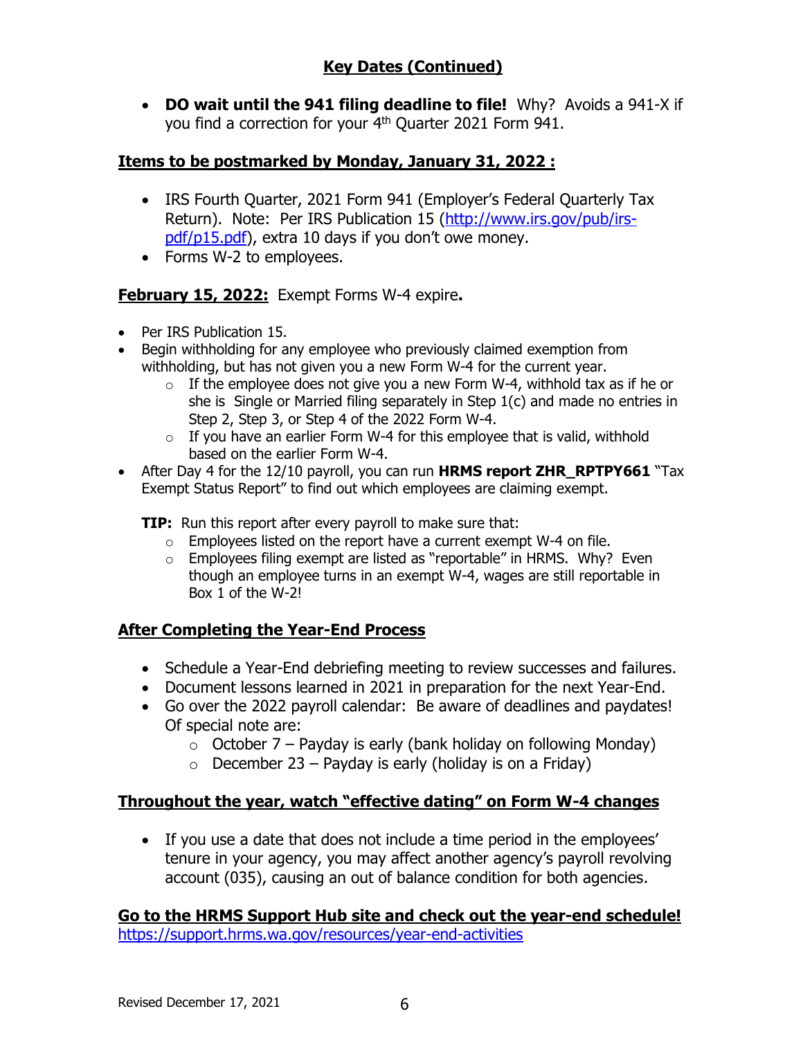## Key Dates (Continued)

- **DO wait until the 941 filing deadline to file!** Why? Avoids a 941-X if you find a correction for your 4th Quarter 2021 Form 941.

### Items to be postmarked by Monday, January 31, 2022 :

- IRS Fourth Quarter, 2021 Form 941 (Employer's Federal Quarterly Tax Return). Note: Per IRS Publication 15 ([http://www.irs.gov/pub/irs-pdf/p15.pdf](http://www.irs.gov/pub/irs-pdf/p15.pdf)), extra 10 days if you don't owe money.
- Forms W-2 to employees.

### February 15, 2022: Exempt Forms W-4 expire.

- Per IRS Publication 15.
- Begin withholding for any employee who previously claimed exemption from withholding, but has not given you a new Form W-4 for the current year.
  - If the employee does not give you a new Form W-4, withhold tax as if he or she is Single or Married filing separately in Step 1(c) and made no entries in Step 2, Step 3, or Step 4 of the 2022 Form W-4.
  - If you have an earlier Form W-4 for this employee that is valid, withhold based on the earlier Form W-4.
- After Day 4 for the 12/10 payroll, you can run **HRMS report ZHR_RPTPY661** "Tax Exempt Status Report" to find out which employees are claiming exempt.

  **TIP:** Run this report after every payroll to make sure that:
  - Employees listed on the report have a current exempt W-4 on file.
  - Employees filing exempt are listed as "reportable" in HRMS. Why? Even though an employee turns in an exempt W-4, wages are still reportable in Box 1 of the W-2!

### After Completing the Year-End Process

- Schedule a Year-End debriefing meeting to review successes and failures.
- Document lessons learned in 2021 in preparation for the next Year-End.
- Go over the 2022 payroll calendar: Be aware of deadlines and paydates! Of special note are:
  - October 7 – Payday is early (bank holiday on following Monday)
  - December 23 – Payday is early (holiday is on a Friday)

### Throughout the year, watch "effective dating" on Form W-4 changes

- If you use a date that does not include a time period in the employees' tenure in your agency, you may affect another agency's payroll revolving account (035), causing an out of balance condition for both agencies.

### Go to the HRMS Support Hub site and check out the year-end schedule!

[https://support.hrms.wa.gov/resources/year-end-activities](https://support.hrms.wa.gov/resources/year-end-activities)

Revised December 17, 2021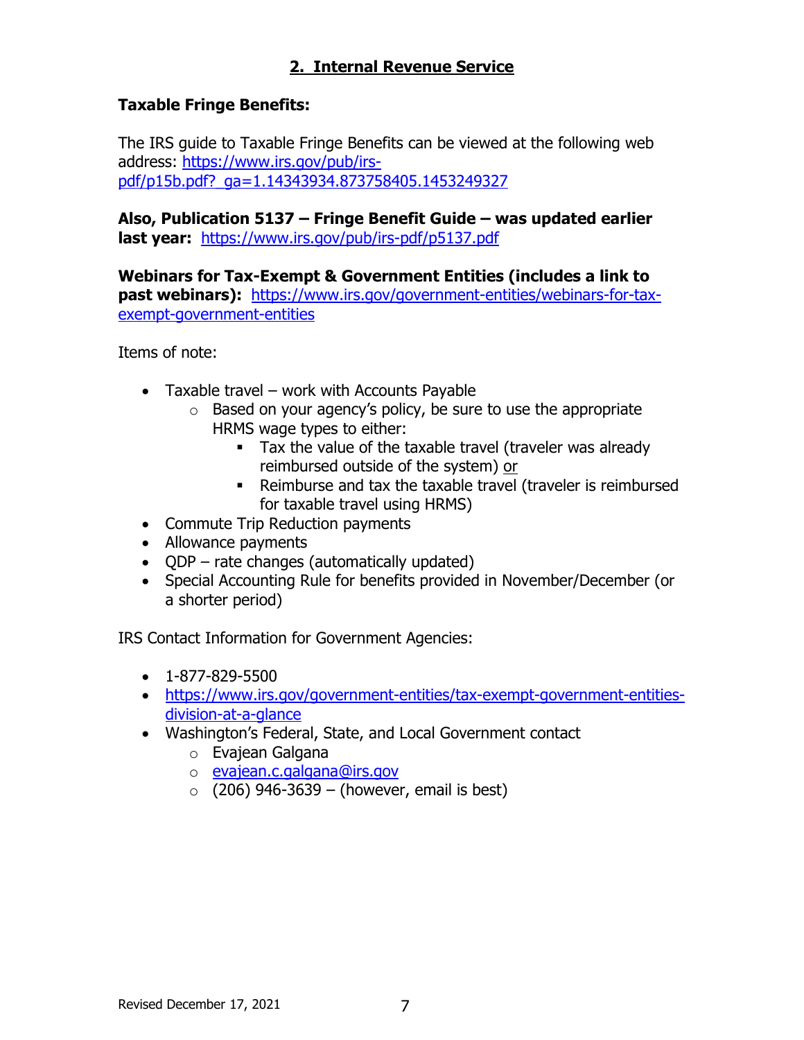## 2. Internal Revenue Service

**Taxable Fringe Benefits:**

The IRS guide to Taxable Fringe Benefits can be viewed at the following web address: [https://www.irs.gov/pub/irs-pdf/p15b.pdf?_ga=1.14343934.873758405.1453249327](https://www.irs.gov/pub/irs-pdf/p15b.pdf?_ga=1.14343934.873758405.1453249327)

**Also, Publication 5137 – Fringe Benefit Guide – was updated earlier last year:** [https://www.irs.gov/pub/irs-pdf/p5137.pdf](https://www.irs.gov/pub/irs-pdf/p5137.pdf)

**Webinars for Tax-Exempt & Government Entities (includes a link to past webinars):** [https://www.irs.gov/government-entities/webinars-for-tax-exempt-government-entities](https://www.irs.gov/government-entities/webinars-for-tax-exempt-government-entities)

Items of note:

- Taxable travel – work with Accounts Payable
  - Based on your agency's policy, be sure to use the appropriate HRMS wage types to either:
    - Tax the value of the taxable travel (traveler was already reimbursed outside of the system) <u>or</u>
    - Reimburse and tax the taxable travel (traveler is reimbursed for taxable travel using HRMS)
- Commute Trip Reduction payments
- Allowance payments
- QDP – rate changes (automatically updated)
- Special Accounting Rule for benefits provided in November/December (or a shorter period)

IRS Contact Information for Government Agencies:

- 1-877-829-5500
- [https://www.irs.gov/government-entities/tax-exempt-government-entities-division-at-a-glance](https://www.irs.gov/government-entities/tax-exempt-government-entities-division-at-a-glance)
- Washington's Federal, State, and Local Government contact
  - Evajean Galgana
  - [evajean.c.galgana@irs.gov](mailto:evajean.c.galgana@irs.gov)
  - (206) 946-3639 – (however, email is best)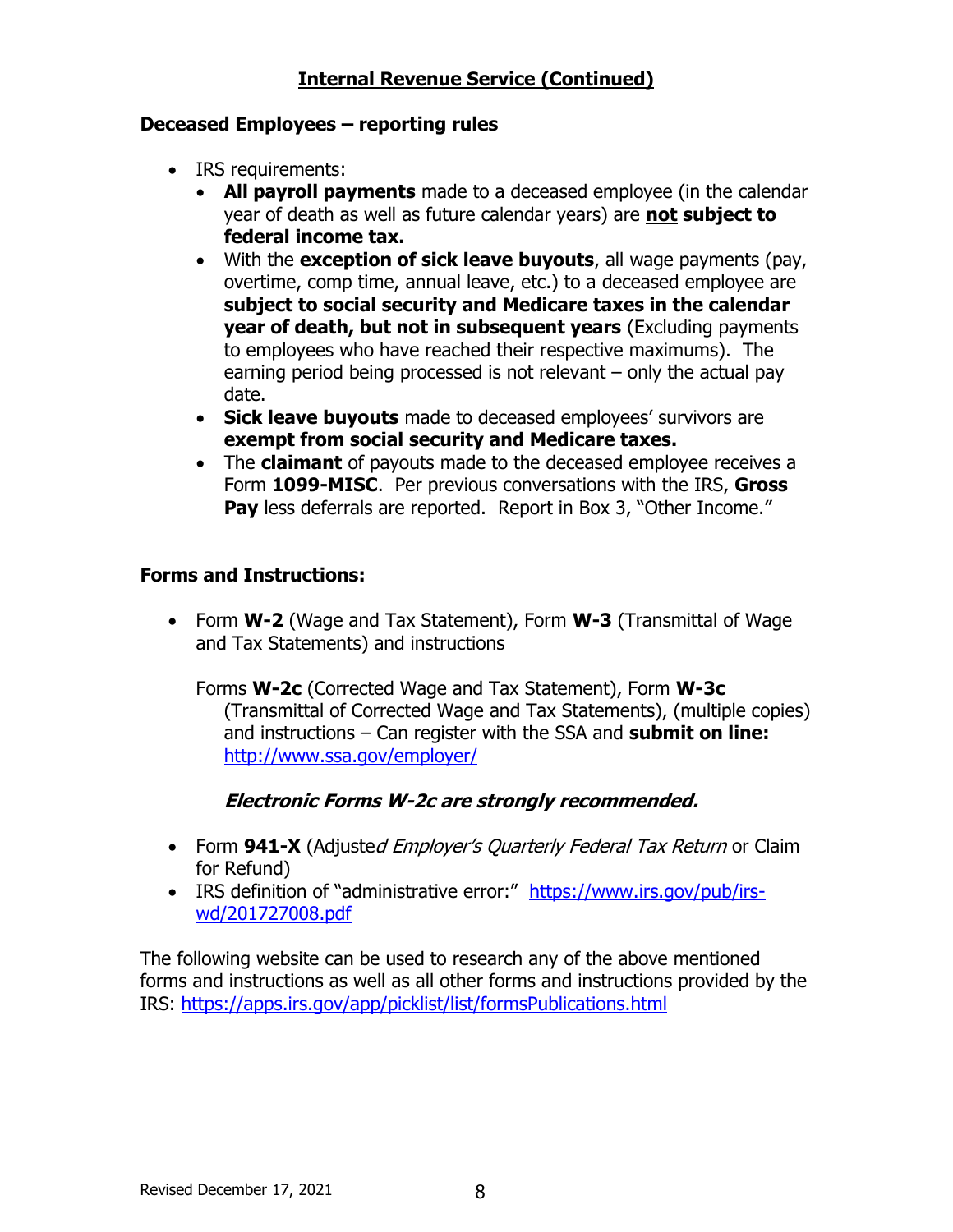## Internal Revenue Service (Continued)

### Deceased Employees – reporting rules

- IRS requirements:
  - **All payroll payments** made to a deceased employee (in the calendar year of death as well as future calendar years) are **not subject to federal income tax.**
  - With the **exception of sick leave buyouts**, all wage payments (pay, overtime, comp time, annual leave, etc.) to a deceased employee are **subject to social security and Medicare taxes in the calendar year of death, but not in subsequent years** (Excluding payments to employees who have reached their respective maximums). The earning period being processed is not relevant – only the actual pay date.
  - **Sick leave buyouts** made to deceased employees' survivors are **exempt from social security and Medicare taxes.**
  - The **claimant** of payouts made to the deceased employee receives a Form **1099-MISC**. Per previous conversations with the IRS, **Gross Pay** less deferrals are reported. Report in Box 3, "Other Income."

### Forms and Instructions:

- Form **W-2** (Wage and Tax Statement), Form **W-3** (Transmittal of Wage and Tax Statements) and instructions

  Forms **W-2c** (Corrected Wage and Tax Statement), Form **W-3c** (Transmittal of Corrected Wage and Tax Statements), (multiple copies) and instructions – Can register with the SSA and **submit on line:** http://www.ssa.gov/employer/

  ***Electronic Forms W-2c are strongly recommended.***

- Form **941-X** (Adjusted *Employer's Quarterly Federal Tax Return* or Claim for Refund)
- IRS definition of "administrative error:" https://www.irs.gov/pub/irs-wd/201727008.pdf

The following website can be used to research any of the above mentioned forms and instructions as well as all other forms and instructions provided by the IRS: https://apps.irs.gov/app/picklist/list/formsPublications.html

Revised December 17, 2021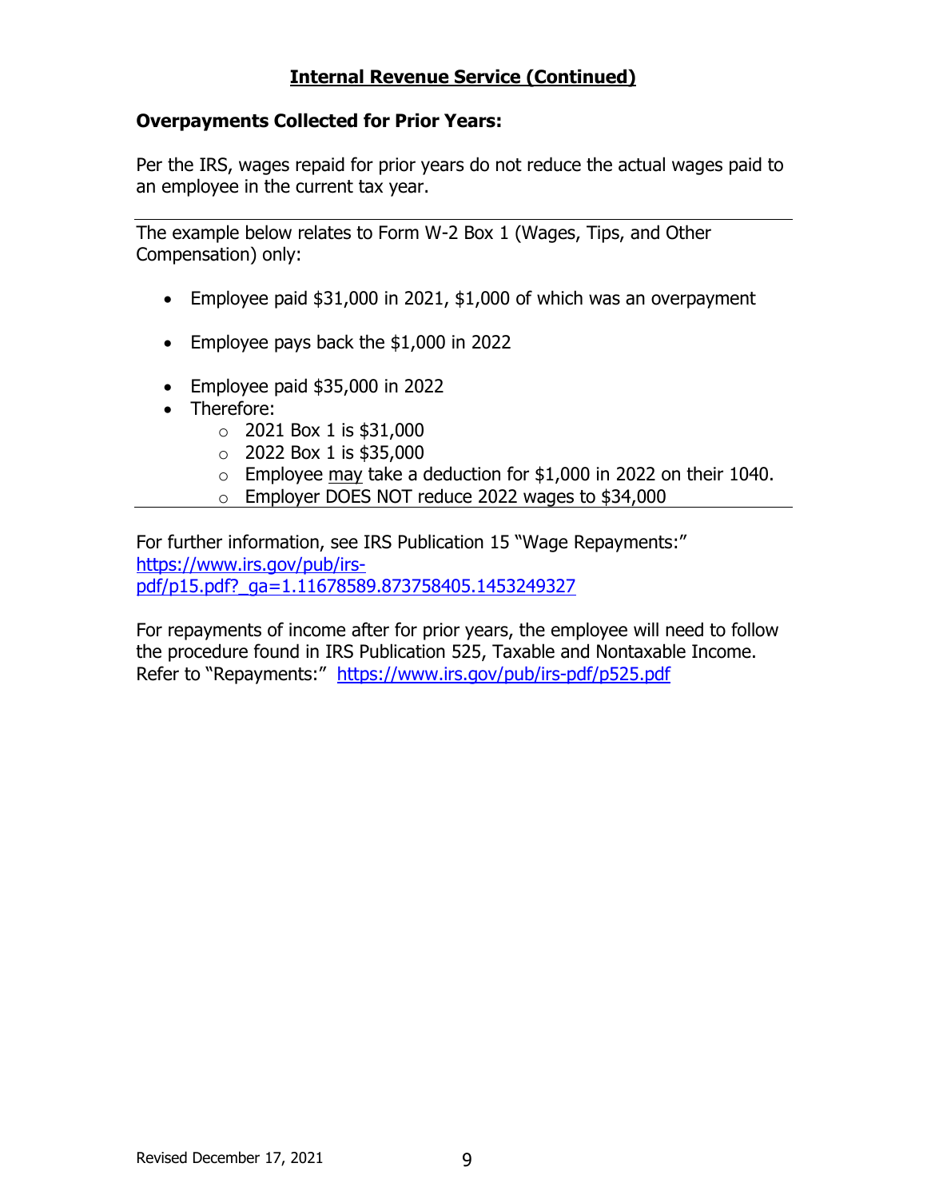## Internal Revenue Service (Continued)

**Overpayments Collected for Prior Years:**

Per the IRS, wages repaid for prior years do not reduce the actual wages paid to an employee in the current tax year.

---

The example below relates to Form W-2 Box 1 (Wages, Tips, and Other Compensation) only:

- Employee paid $31,000 in 2021, $1,000 of which was an overpayment
- Employee pays back the $1,000 in 2022
- Employee paid $35,000 in 2022
- Therefore:
  - 2021 Box 1 is $31,000
  - 2022 Box 1 is $35,000
  - Employee may take a deduction for $1,000 in 2022 on their 1040.
  - Employer DOES NOT reduce 2022 wages to $34,000

---

For further information, see IRS Publication 15 "Wage Repayments:" [https://www.irs.gov/pub/irs-pdf/p15.pdf?_ga=1.11678589.873758405.1453249327](https://www.irs.gov/pub/irs-pdf/p15.pdf?_ga=1.11678589.873758405.1453249327)

For repayments of income after for prior years, the employee will need to follow the procedure found in IRS Publication 525, Taxable and Nontaxable Income. Refer to "Repayments:" [https://www.irs.gov/pub/irs-pdf/p525.pdf](https://www.irs.gov/pub/irs-pdf/p525.pdf)

Revised December 17, 2021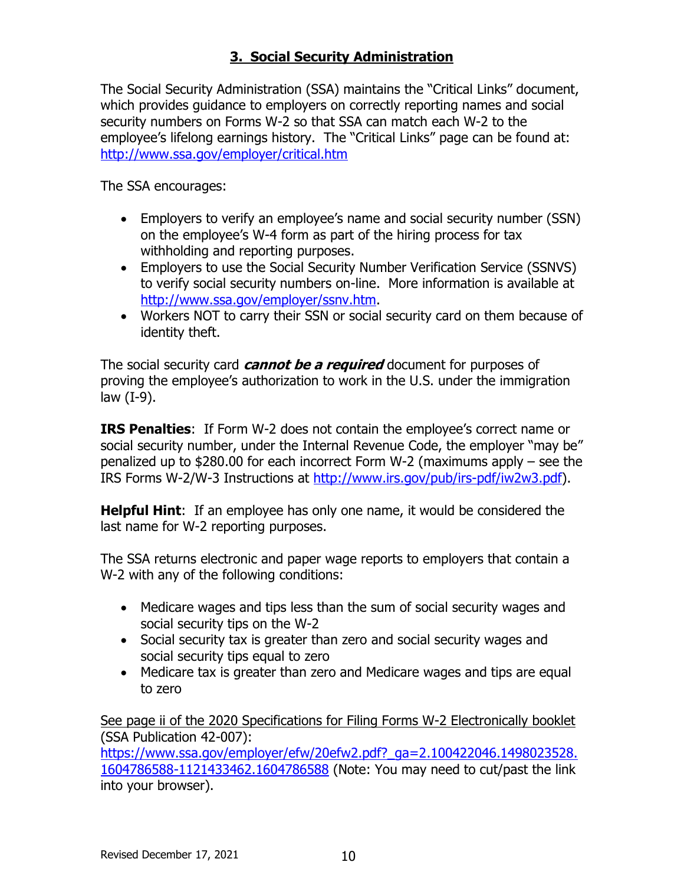## 3. Social Security Administration

The Social Security Administration (SSA) maintains the "Critical Links" document, which provides guidance to employers on correctly reporting names and social security numbers on Forms W-2 so that SSA can match each W-2 to the employee's lifelong earnings history. The "Critical Links" page can be found at: http://www.ssa.gov/employer/critical.htm

The SSA encourages:

- Employers to verify an employee's name and social security number (SSN) on the employee's W-4 form as part of the hiring process for tax withholding and reporting purposes.
- Employers to use the Social Security Number Verification Service (SSNVS) to verify social security numbers on-line. More information is available at http://www.ssa.gov/employer/ssnv.htm.
- Workers NOT to carry their SSN or social security card on them because of identity theft.

The social security card ***cannot be a required*** document for purposes of proving the employee's authorization to work in the U.S. under the immigration law (I-9).

**IRS Penalties**: If Form W-2 does not contain the employee's correct name or social security number, under the Internal Revenue Code, the employer "may be" penalized up to $280.00 for each incorrect Form W-2 (maximums apply – see the IRS Forms W-2/W-3 Instructions at http://www.irs.gov/pub/irs-pdf/iw2w3.pdf).

**Helpful Hint**: If an employee has only one name, it would be considered the last name for W-2 reporting purposes.

The SSA returns electronic and paper wage reports to employers that contain a W-2 with any of the following conditions:

- Medicare wages and tips less than the sum of social security wages and social security tips on the W-2
- Social security tax is greater than zero and social security wages and social security tips equal to zero
- Medicare tax is greater than zero and Medicare wages and tips are equal to zero

See page ii of the 2020 Specifications for Filing Forms W-2 Electronically booklet (SSA Publication 42-007): https://www.ssa.gov/employer/efw/20efw2.pdf?_ga=2.100422046.1498023528.1604786588-1121433462.1604786588 (Note: You may need to cut/past the link into your browser).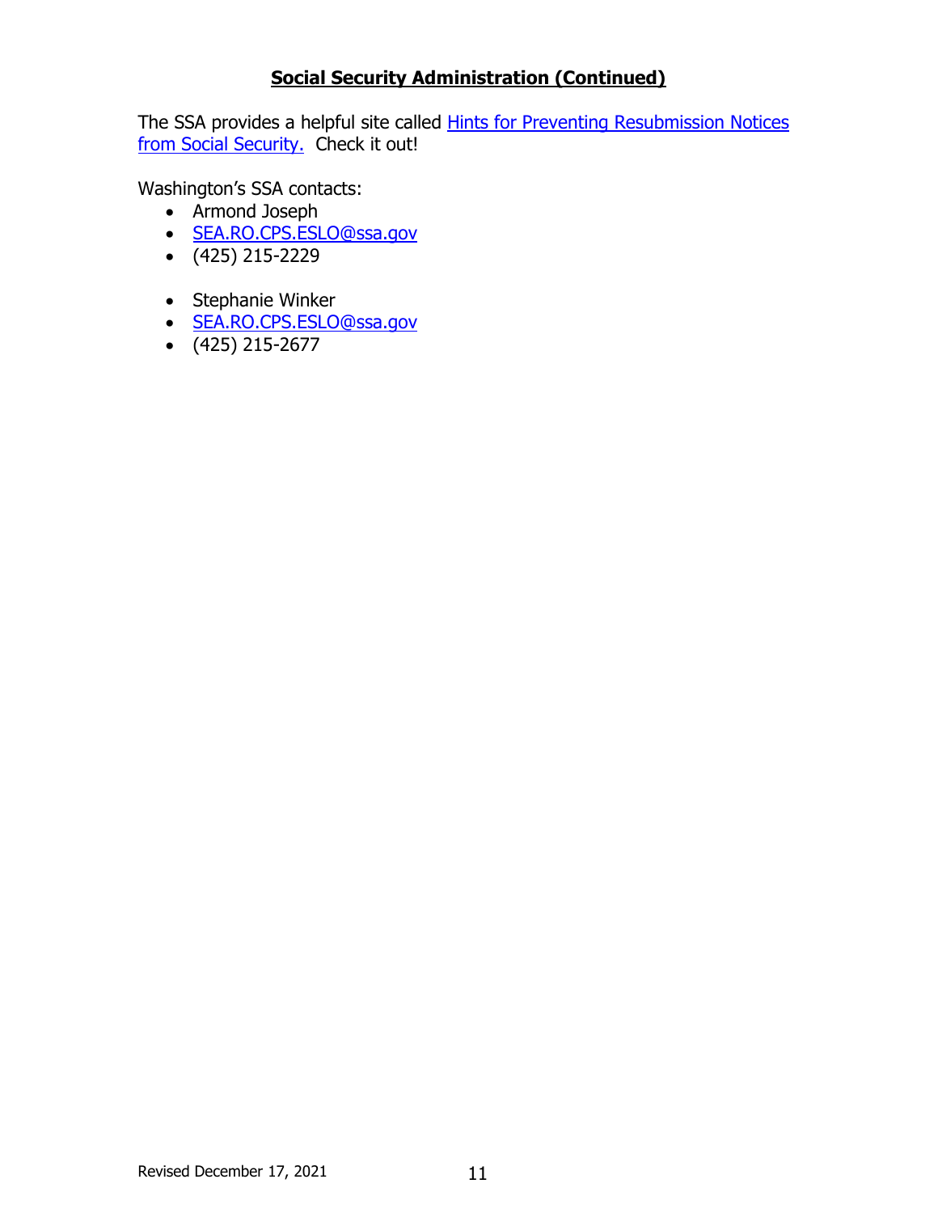## **Social Security Administration (Continued)**

The SSA provides a helpful site called [Hints for Preventing Resubmission Notices from Social Security.](#) Check it out!

Washington's SSA contacts:

- Armond Joseph
- SEA.RO.CPS.ESLO@ssa.gov
- (425) 215-2229

- Stephanie Winker
- SEA.RO.CPS.ESLO@ssa.gov
- (425) 215-2677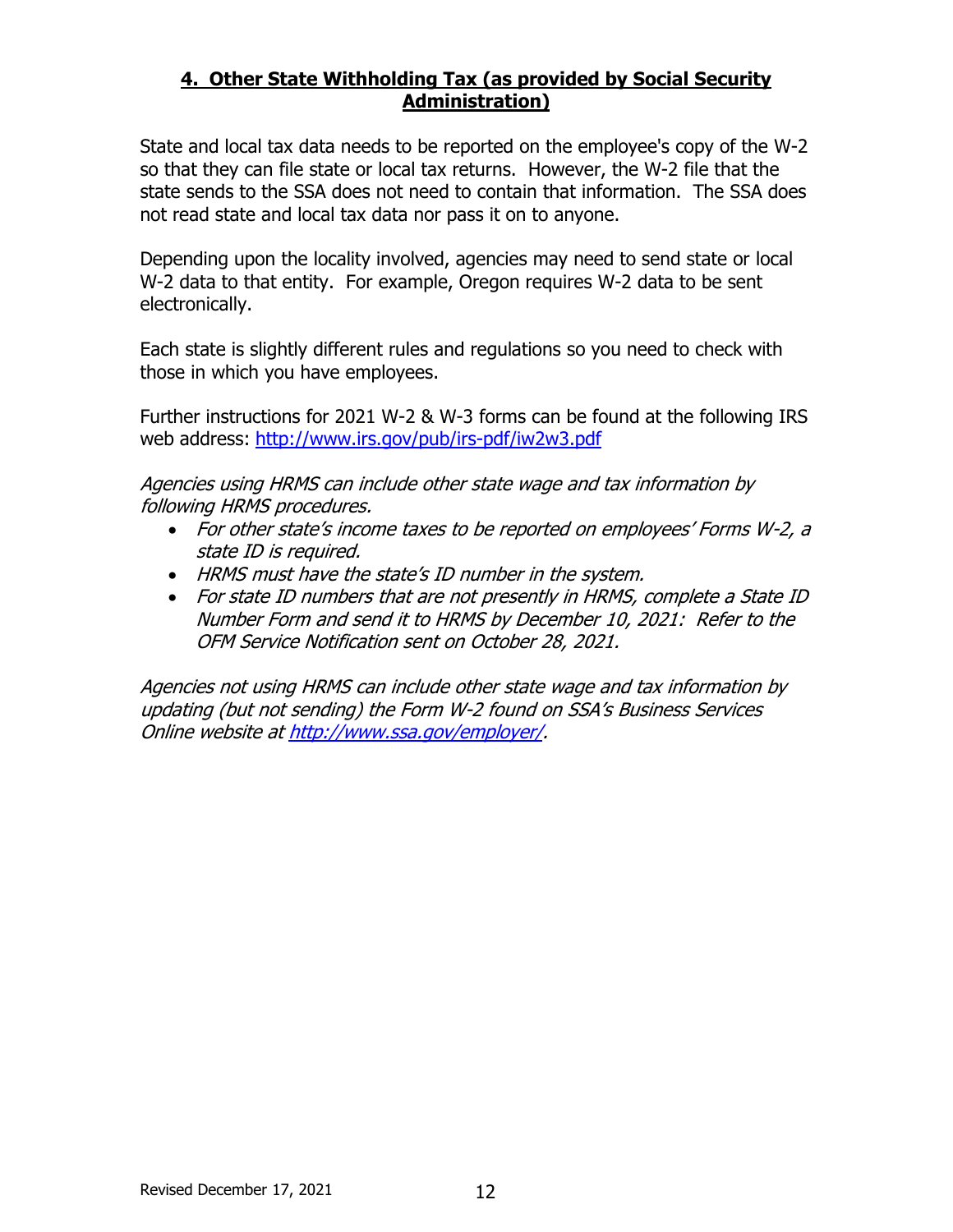## **4. Other State Withholding Tax (as provided by Social Security Administration)**

State and local tax data needs to be reported on the employee's copy of the W-2 so that they can file state or local tax returns. However, the W-2 file that the state sends to the SSA does not need to contain that information. The SSA does not read state and local tax data nor pass it on to anyone.

Depending upon the locality involved, agencies may need to send state or local W-2 data to that entity. For example, Oregon requires W-2 data to be sent electronically.

Each state is slightly different rules and regulations so you need to check with those in which you have employees.

Further instructions for 2021 W-2 & W-3 forms can be found at the following IRS web address: [http://www.irs.gov/pub/irs-pdf/iw2w3.pdf](http://www.irs.gov/pub/irs-pdf/iw2w3.pdf)

*Agencies using HRMS can include other state wage and tax information by following HRMS procedures.*

- *For other state's income taxes to be reported on employees' Forms W-2, a state ID is required.*
- *HRMS must have the state's ID number in the system.*
- *For state ID numbers that are not presently in HRMS, complete a State ID Number Form and send it to HRMS by December 10, 2021: Refer to the OFM Service Notification sent on October 28, 2021.*

*Agencies not using HRMS can include other state wage and tax information by updating (but not sending) the Form W-2 found on SSA's Business Services Online website at [http://www.ssa.gov/employer/](http://www.ssa.gov/employer/).*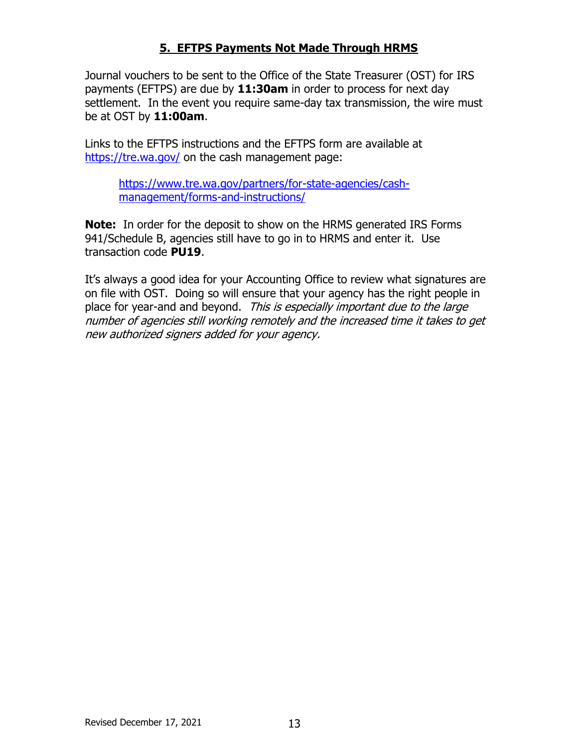## 5. EFTPS Payments Not Made Through HRMS

Journal vouchers to be sent to the Office of the State Treasurer (OST) for IRS payments (EFTPS) are due by **11:30am** in order to process for next day settlement. In the event you require same-day tax transmission, the wire must be at OST by **11:00am**.

Links to the EFTPS instructions and the EFTPS form are available at https://tre.wa.gov/ on the cash management page:

> https://www.tre.wa.gov/partners/for-state-agencies/cash-management/forms-and-instructions/

**Note:** In order for the deposit to show on the HRMS generated IRS Forms 941/Schedule B, agencies still have to go in to HRMS and enter it. Use transaction code **PU19**.

It's always a good idea for your Accounting Office to review what signatures are on file with OST. Doing so will ensure that your agency has the right people in place for year-and and beyond. *This is especially important due to the large number of agencies still working remotely and the increased time it takes to get new authorized signers added for your agency.*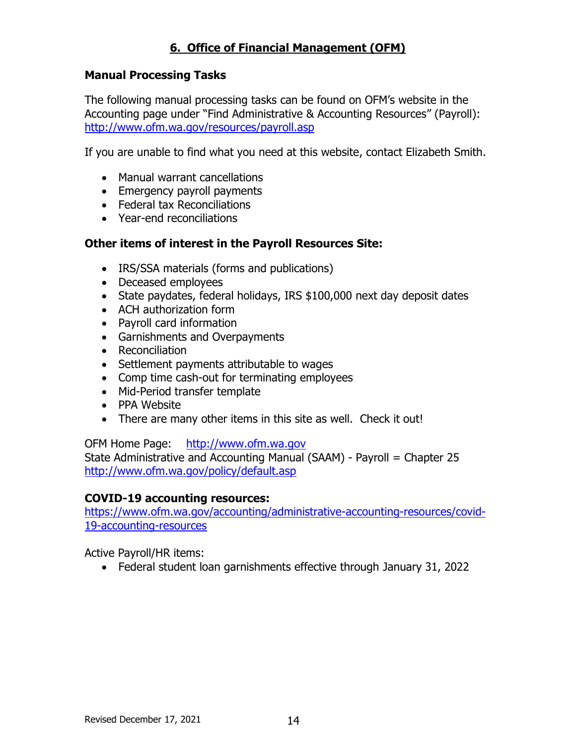## 6. Office of Financial Management (OFM)

### Manual Processing Tasks

The following manual processing tasks can be found on OFM's website in the Accounting page under "Find Administrative & Accounting Resources" (Payroll): [http://www.ofm.wa.gov/resources/payroll.asp](http://www.ofm.wa.gov/resources/payroll.asp)

If you are unable to find what you need at this website, contact Elizabeth Smith.

- Manual warrant cancellations
- Emergency payroll payments
- Federal tax Reconciliations
- Year-end reconciliations

### Other items of interest in the Payroll Resources Site:

- IRS/SSA materials (forms and publications)
- Deceased employees
- State paydates, federal holidays, IRS $100,000 next day deposit dates
- ACH authorization form
- Payroll card information
- Garnishments and Overpayments
- Reconciliation
- Settlement payments attributable to wages
- Comp time cash-out for terminating employees
- Mid-Period transfer template
- PPA Website
- There are many other items in this site as well. Check it out!

OFM Home Page: [http://www.ofm.wa.gov](http://www.ofm.wa.gov)
State Administrative and Accounting Manual (SAAM) - Payroll = Chapter 25
[http://www.ofm.wa.gov/policy/default.asp](http://www.ofm.wa.gov/policy/default.asp)

### COVID-19 accounting resources:

[https://www.ofm.wa.gov/accounting/administrative-accounting-resources/covid-19-accounting-resources](https://www.ofm.wa.gov/accounting/administrative-accounting-resources/covid-19-accounting-resources)

Active Payroll/HR items:

- Federal student loan garnishments effective through January 31, 2022

Revised December 17, 2021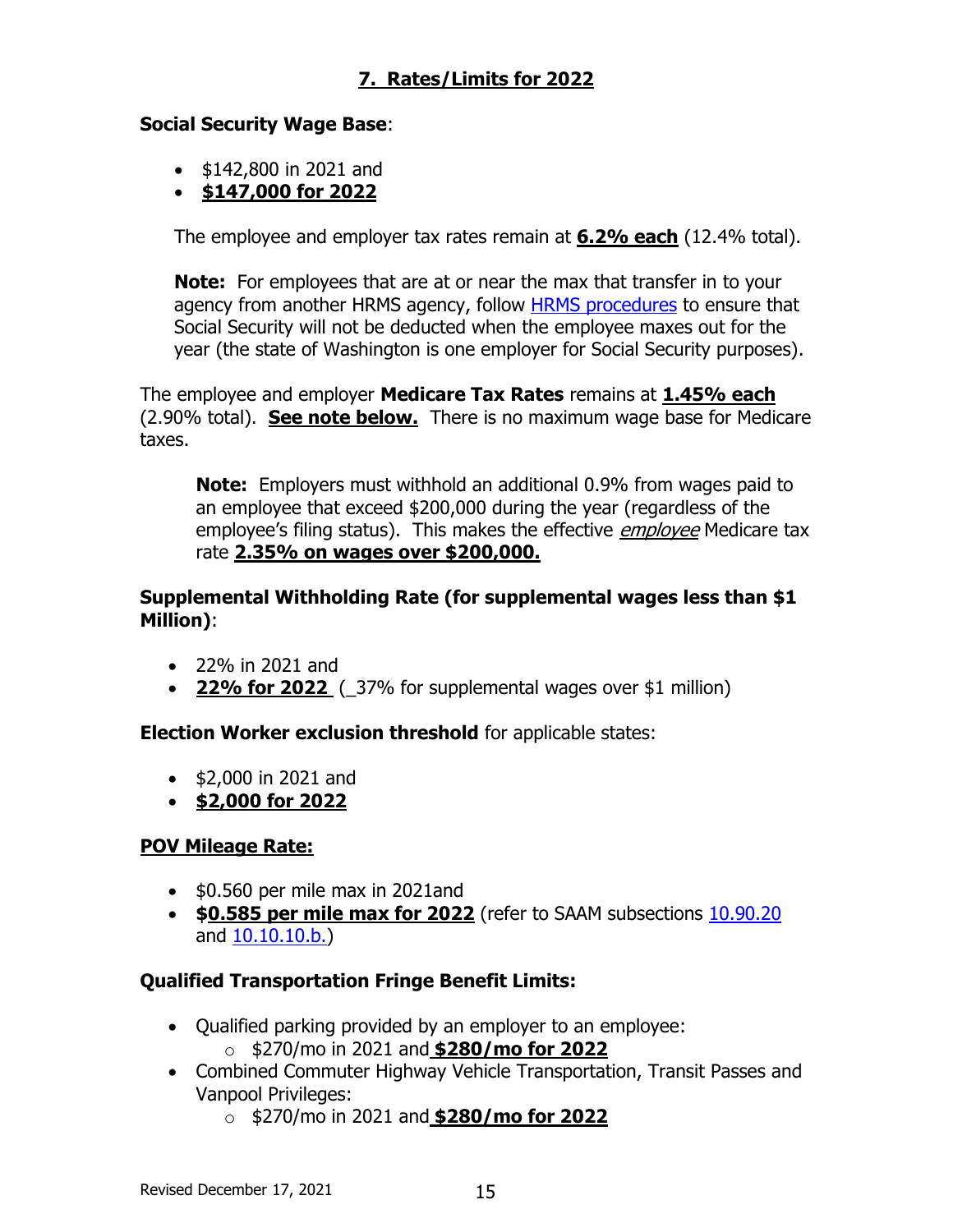## 7. Rates/Limits for 2022

**Social Security Wage Base**:

- $142,800 in 2021 and
- **$147,000 for 2022**

The employee and employer tax rates remain at **6.2% each** (12.4% total).

**Note:** For employees that are at or near the max that transfer in to your agency from another HRMS agency, follow HRMS procedures to ensure that Social Security will not be deducted when the employee maxes out for the year (the state of Washington is one employer for Social Security purposes).

The employee and employer **Medicare Tax Rates** remains at **1.45% each** (2.90% total). **See note below.** There is no maximum wage base for Medicare taxes.

> **Note:** Employers must withhold an additional 0.9% from wages paid to an employee that exceed $200,000 during the year (regardless of the employee's filing status). This makes the effective *employee* Medicare tax rate **2.35% on wages over $200,000.**

**Supplemental Withholding Rate (for supplemental wages less than $1 Million)**:

- 22% in 2021 and
- **22% for 2022** (_37% for supplemental wages over $1 million)

**Election Worker exclusion threshold** for applicable states:

- $2,000 in 2021 and
- **$2,000 for 2022**

**POV Mileage Rate:**

- $0.560 per mile max in 2021and
- **$0.585 per mile max for 2022** (refer to SAAM subsections 10.90.20 and 10.10.10.b.)

**Qualified Transportation Fringe Benefit Limits:**

- Qualified parking provided by an employer to an employee:
  - $270/mo in 2021 and **$280/mo for 2022**
- Combined Commuter Highway Vehicle Transportation, Transit Passes and Vanpool Privileges:
  - $270/mo in 2021 and **$280/mo for 2022**

Revised December 17, 2021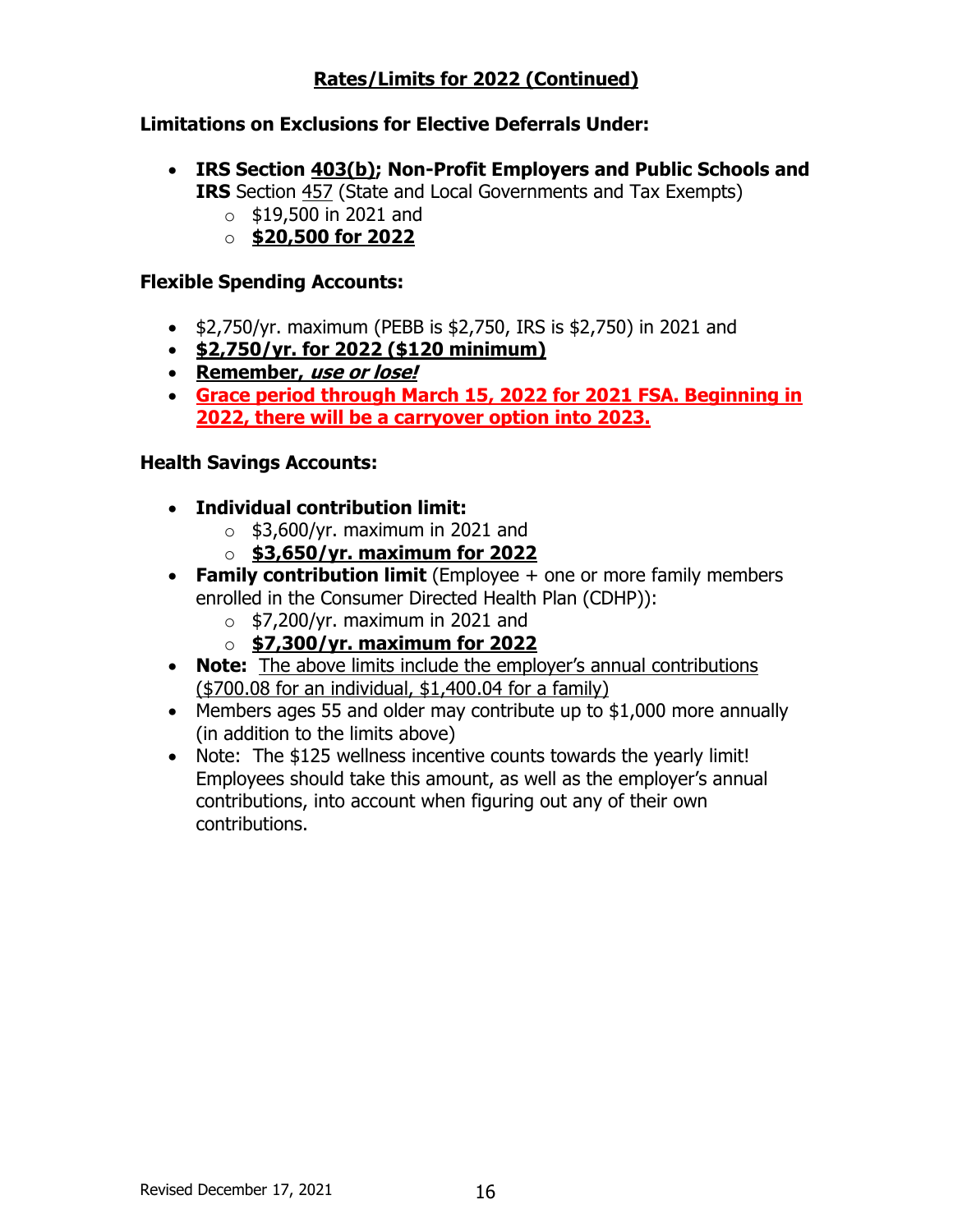## **Rates/Limits for 2022 (Continued)**

**Limitations on Exclusions for Elective Deferrals Under:**

- **IRS Section 403(b); Non-Profit Employers and Public Schools and IRS** Section 457 (State and Local Governments and Tax Exempts)
  - $19,500 in 2021 and
  - **$20,500 for 2022**

**Flexible Spending Accounts:**

- $2,750/yr. maximum (PEBB is $2,750, IRS is $2,750) in 2021 and
- **$2,750/yr. for 2022 ($120 minimum)**
- **Remember, *use or lose!***
- **Grace period through March 15, 2022 for 2021 FSA. Beginning in 2022, there will be a carryover option into 2023.**

**Health Savings Accounts:**

- **Individual contribution limit:**
  - $3,600/yr. maximum in 2021 and
  - **$3,650/yr. maximum for 2022**
- **Family contribution limit** (Employee + one or more family members enrolled in the Consumer Directed Health Plan (CDHP)):
  - $7,200/yr. maximum in 2021 and
  - **$7,300/yr. maximum for 2022**
- **Note:** The above limits include the employer's annual contributions ($700.08 for an individual, $1,400.04 for a family)
- Members ages 55 and older may contribute up to $1,000 more annually (in addition to the limits above)
- Note: The $125 wellness incentive counts towards the yearly limit! Employees should take this amount, as well as the employer's annual contributions, into account when figuring out any of their own contributions.

Revised December 17, 2021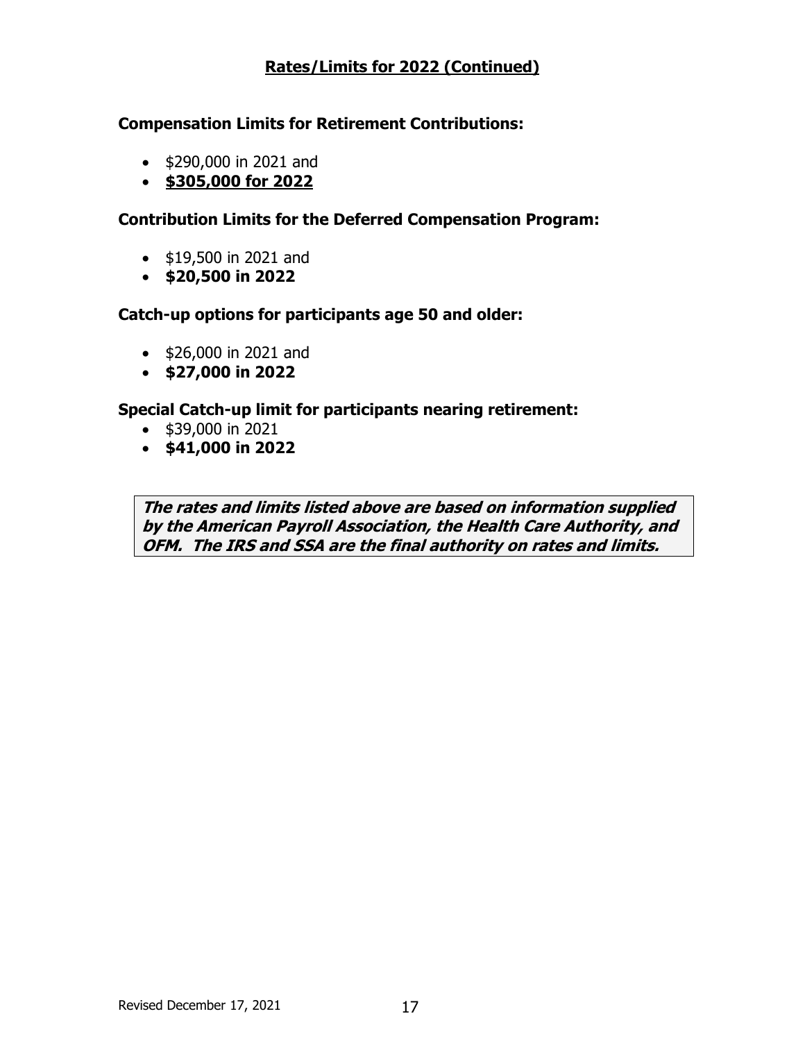## Rates/Limits for 2022 (Continued)

**Compensation Limits for Retirement Contributions:**

- $290,000 in 2021 and
- **$305,000 for 2022**

**Contribution Limits for the Deferred Compensation Program:**

- $19,500 in 2021 and
- **$20,500 in 2022**

**Catch-up options for participants age 50 and older:**

- $26,000 in 2021 and
- **$27,000 in 2022**

**Special Catch-up limit for participants nearing retirement:**

- $39,000 in 2021
- **$41,000 in 2022**

***The rates and limits listed above are based on information supplied by the American Payroll Association, the Health Care Authority, and OFM. The IRS and SSA are the final authority on rates and limits.***

Revised December 17, 2021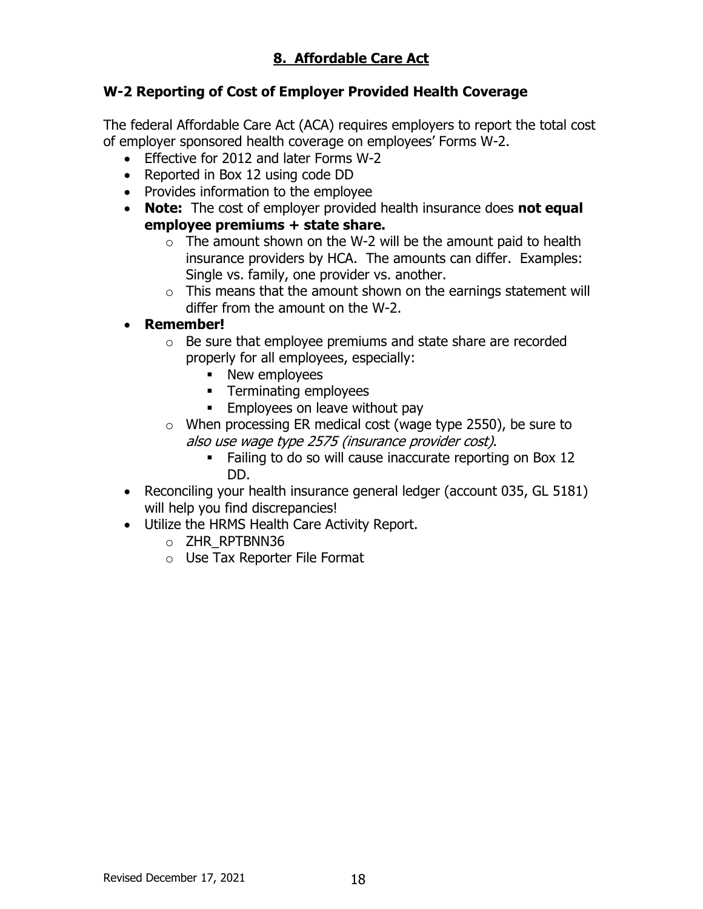# 8. Affordable Care Act

## W-2 Reporting of Cost of Employer Provided Health Coverage

The federal Affordable Care Act (ACA) requires employers to report the total cost of employer sponsored health coverage on employees' Forms W-2.

- Effective for 2012 and later Forms W-2
- Reported in Box 12 using code DD
- Provides information to the employee
- **Note:** The cost of employer provided health insurance does **not equal employee premiums + state share.**
  - The amount shown on the W-2 will be the amount paid to health insurance providers by HCA. The amounts can differ. Examples: Single vs. family, one provider vs. another.
  - This means that the amount shown on the earnings statement will differ from the amount on the W-2.
- **Remember!**
  - Be sure that employee premiums and state share are recorded properly for all employees, especially:
    - New employees
    - Terminating employees
    - Employees on leave without pay
  - When processing ER medical cost (wage type 2550), be sure to *also use wage type 2575 (insurance provider cost)*.
    - Failing to do so will cause inaccurate reporting on Box 12 DD.
- Reconciling your health insurance general ledger (account 035, GL 5181) will help you find discrepancies!
- Utilize the HRMS Health Care Activity Report.
  - ZHR_RPTBNN36
  - Use Tax Reporter File Format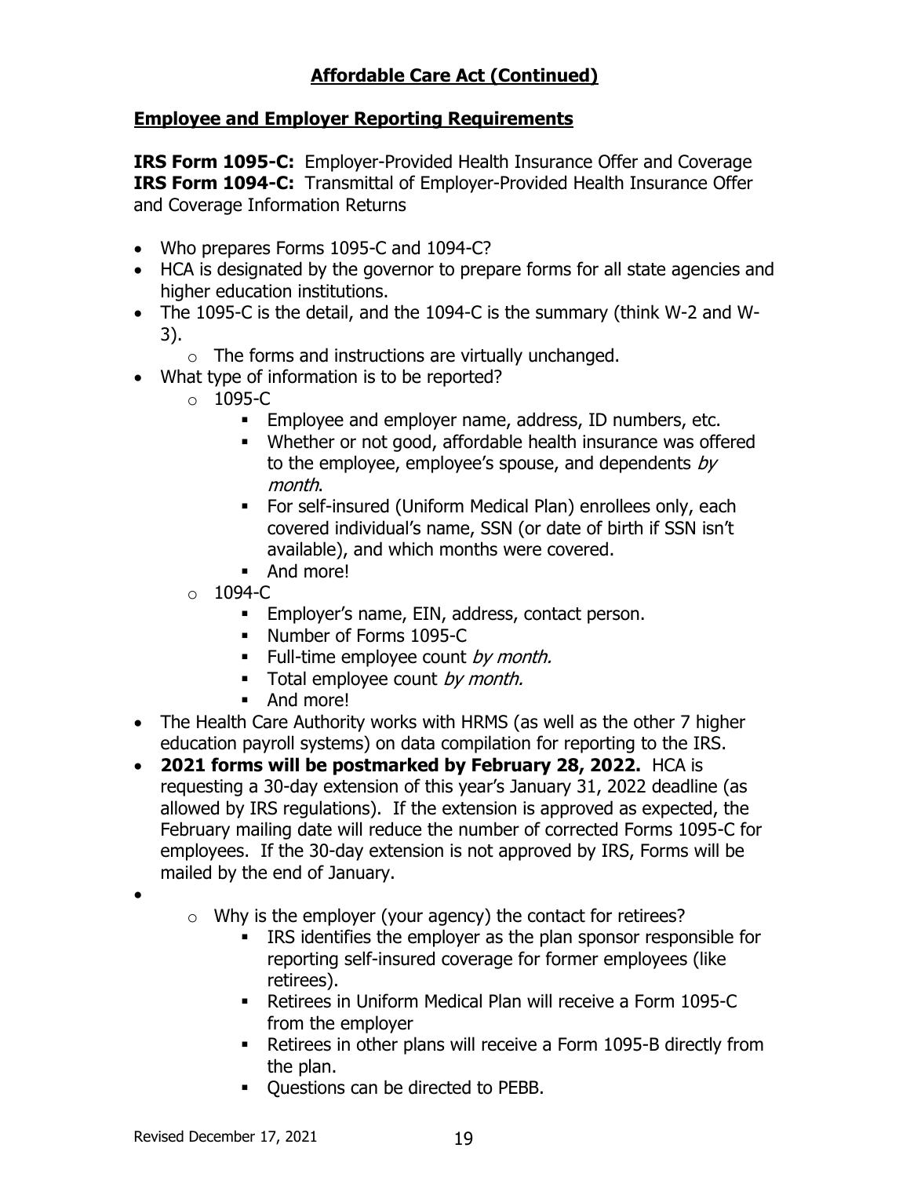## Affordable Care Act (Continued)

### Employee and Employer Reporting Requirements

**IRS Form 1095-C:** Employer-Provided Health Insurance Offer and Coverage
**IRS Form 1094-C:** Transmittal of Employer-Provided Health Insurance Offer and Coverage Information Returns

- Who prepares Forms 1095-C and 1094-C?
- HCA is designated by the governor to prepare forms for all state agencies and higher education institutions.
- The 1095-C is the detail, and the 1094-C is the summary (think W-2 and W-3).
  - The forms and instructions are virtually unchanged.
- What type of information is to be reported?
  - 1095-C
    - Employee and employer name, address, ID numbers, etc.
    - Whether or not good, affordable health insurance was offered to the employee, employee's spouse, and dependents *by month*.
    - For self-insured (Uniform Medical Plan) enrollees only, each covered individual's name, SSN (or date of birth if SSN isn't available), and which months were covered.
    - And more!
  - 1094-C
    - Employer's name, EIN, address, contact person.
    - Number of Forms 1095-C
    - Full-time employee count *by month.*
    - Total employee count *by month.*
    - And more!
- The Health Care Authority works with HRMS (as well as the other 7 higher education payroll systems) on data compilation for reporting to the IRS.
- **2021 forms will be postmarked by February 28, 2022.** HCA is requesting a 30-day extension of this year's January 31, 2022 deadline (as allowed by IRS regulations). If the extension is approved as expected, the February mailing date will reduce the number of corrected Forms 1095-C for employees. If the 30-day extension is not approved by IRS, Forms will be mailed by the end of January.
- 
  - Why is the employer (your agency) the contact for retirees?
    - IRS identifies the employer as the plan sponsor responsible for reporting self-insured coverage for former employees (like retirees).
    - Retirees in Uniform Medical Plan will receive a Form 1095-C from the employer
    - Retirees in other plans will receive a Form 1095-B directly from the plan.
    - Questions can be directed to PEBB.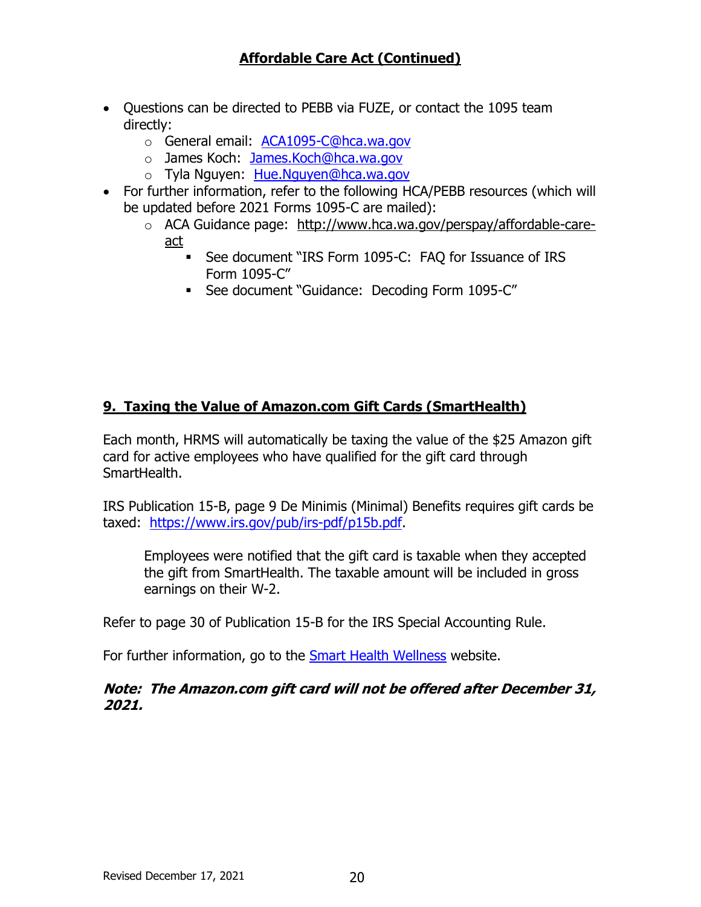## Affordable Care Act (Continued)

- Questions can be directed to PEBB via FUZE, or contact the 1095 team directly:
  - General email: [ACA1095-C@hca.wa.gov](mailto:ACA1095-C@hca.wa.gov)
  - James Koch: [James.Koch@hca.wa.gov](mailto:James.Koch@hca.wa.gov)
  - Tyla Nguyen: [Hue.Nguyen@hca.wa.gov](mailto:Hue.Nguyen@hca.wa.gov)
- For further information, refer to the following HCA/PEBB resources (which will be updated before 2021 Forms 1095-C are mailed):
  - ACA Guidance page: http://www.hca.wa.gov/perspay/affordable-care-act
    - See document "IRS Form 1095-C: FAQ for Issuance of IRS Form 1095-C"
    - See document "Guidance: Decoding Form 1095-C"

## 9. Taxing the Value of Amazon.com Gift Cards (SmartHealth)

Each month, HRMS will automatically be taxing the value of the $25 Amazon gift card for active employees who have qualified for the gift card through SmartHealth.

IRS Publication 15-B, page 9 De Minimis (Minimal) Benefits requires gift cards be taxed: [https://www.irs.gov/pub/irs-pdf/p15b.pdf](https://www.irs.gov/pub/irs-pdf/p15b.pdf).

> Employees were notified that the gift card is taxable when they accepted the gift from SmartHealth. The taxable amount will be included in gross earnings on their W-2.

Refer to page 30 of Publication 15-B for the IRS Special Accounting Rule.

For further information, go to the Smart Health Wellness website.

***Note: The Amazon.com gift card will not be offered after December 31, 2021.***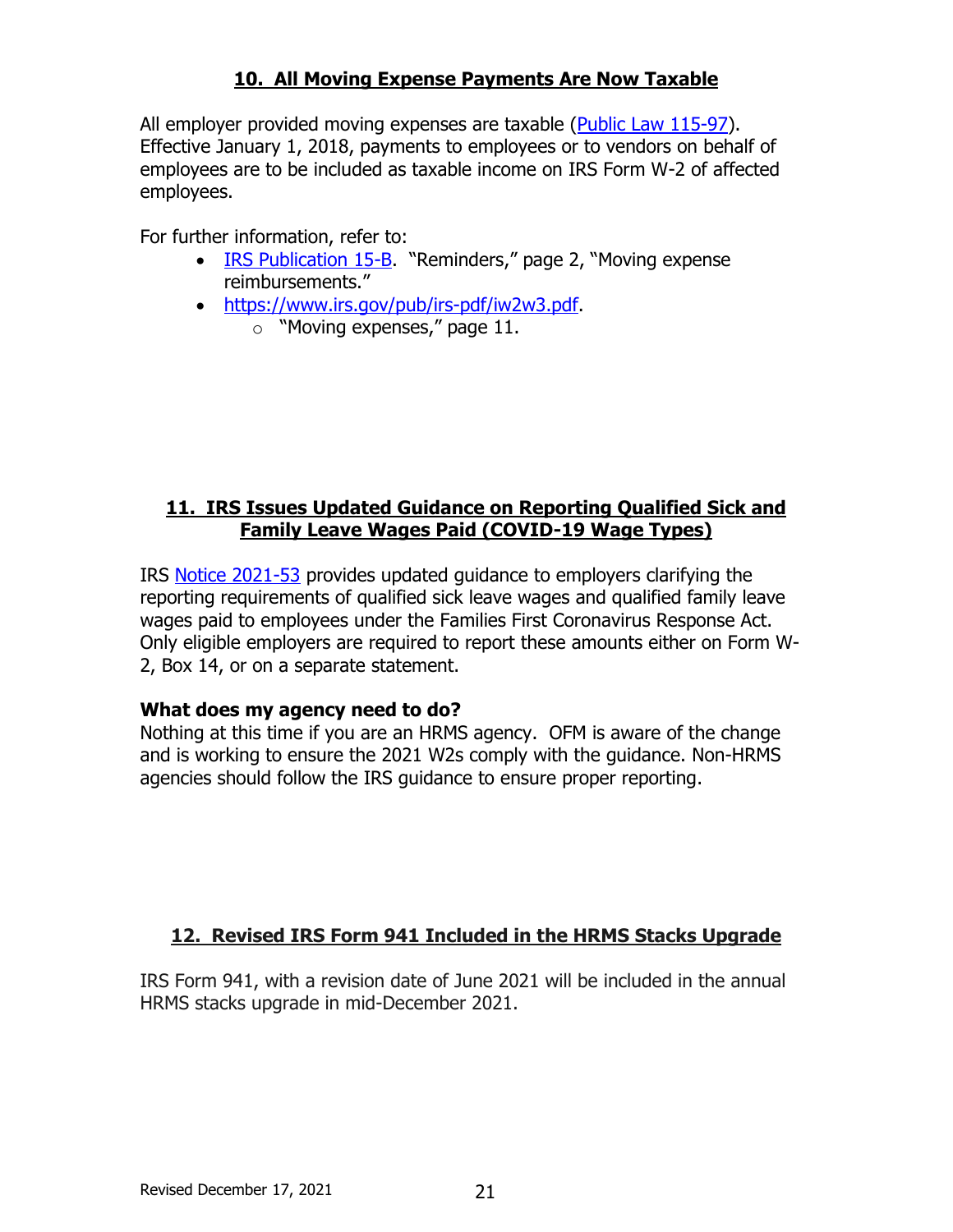## 10. All Moving Expense Payments Are Now Taxable

All employer provided moving expenses are taxable (Public Law 115-97). Effective January 1, 2018, payments to employees or to vendors on behalf of employees are to be included as taxable income on IRS Form W-2 of affected employees.

For further information, refer to:

- IRS Publication 15-B. "Reminders," page 2, "Moving expense reimbursements."
- https://www.irs.gov/pub/irs-pdf/iw2w3.pdf.
  - "Moving expenses," page 11.

## 11. IRS Issues Updated Guidance on Reporting Qualified Sick and Family Leave Wages Paid (COVID-19 Wage Types)

IRS Notice 2021-53 provides updated guidance to employers clarifying the reporting requirements of qualified sick leave wages and qualified family leave wages paid to employees under the Families First Coronavirus Response Act. Only eligible employers are required to report these amounts either on Form W-2, Box 14, or on a separate statement.

**What does my agency need to do?**
Nothing at this time if you are an HRMS agency. OFM is aware of the change and is working to ensure the 2021 W2s comply with the guidance. Non-HRMS agencies should follow the IRS guidance to ensure proper reporting.

## 12. Revised IRS Form 941 Included in the HRMS Stacks Upgrade

IRS Form 941, with a revision date of June 2021 will be included in the annual HRMS stacks upgrade in mid-December 2021.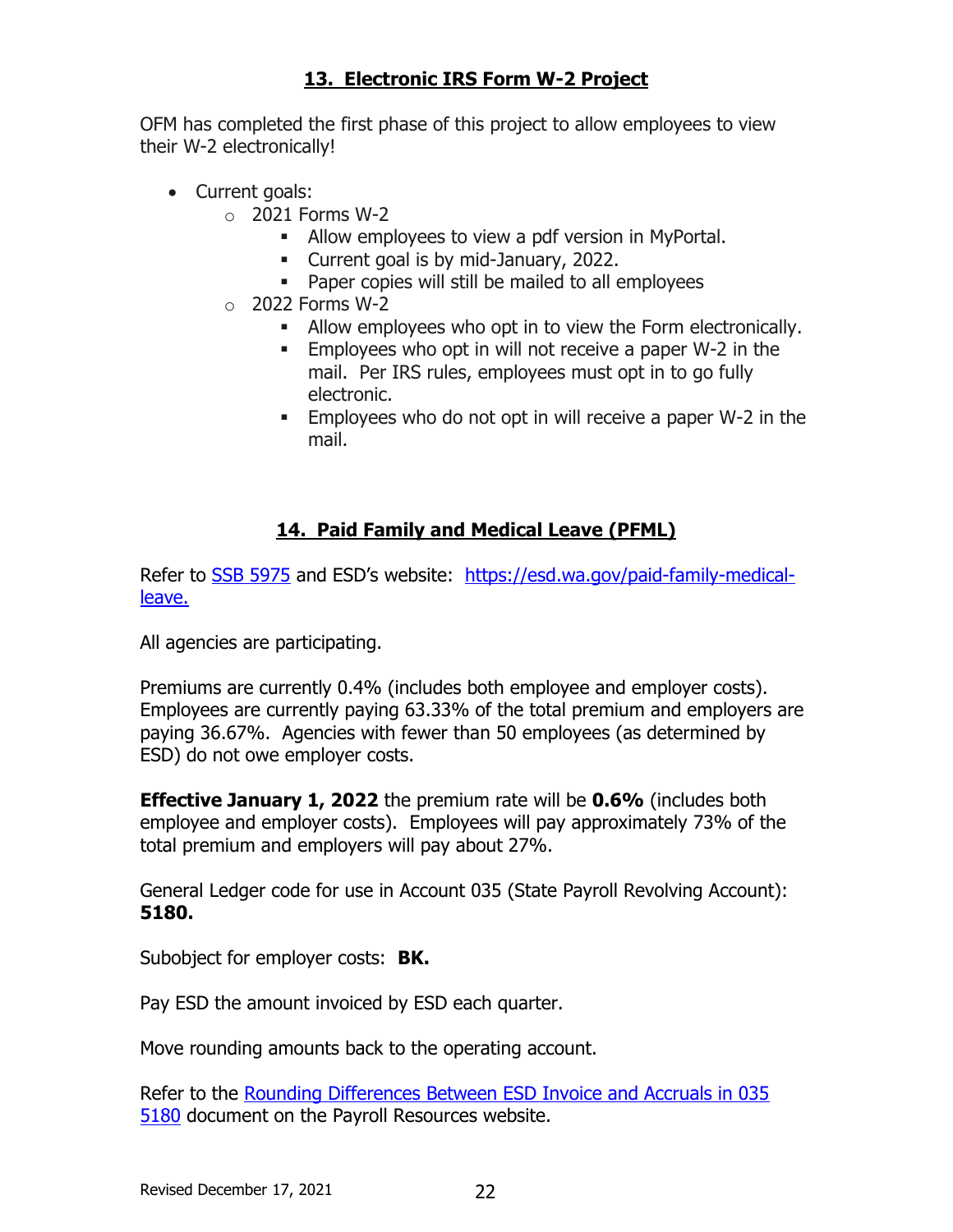## 13. Electronic IRS Form W-2 Project

OFM has completed the first phase of this project to allow employees to view their W-2 electronically!

- Current goals:
  - 2021 Forms W-2
    - Allow employees to view a pdf version in MyPortal.
    - Current goal is by mid-January, 2022.
    - Paper copies will still be mailed to all employees
  - 2022 Forms W-2
    - Allow employees who opt in to view the Form electronically.
    - Employees who opt in will not receive a paper W-2 in the mail. Per IRS rules, employees must opt in to go fully electronic.
    - Employees who do not opt in will receive a paper W-2 in the mail.

## 14. Paid Family and Medical Leave (PFML)

Refer to [SSB 5975]() and ESD's website: [https://esd.wa.gov/paid-family-medical-leave.](https://esd.wa.gov/paid-family-medical-leave)

All agencies are participating.

Premiums are currently 0.4% (includes both employee and employer costs). Employees are currently paying 63.33% of the total premium and employers are paying 36.67%. Agencies with fewer than 50 employees (as determined by ESD) do not owe employer costs.

**Effective January 1, 2022** the premium rate will be **0.6%** (includes both employee and employer costs). Employees will pay approximately 73% of the total premium and employers will pay about 27%.

General Ledger code for use in Account 035 (State Payroll Revolving Account): **5180.**

Subobject for employer costs: **BK.**

Pay ESD the amount invoiced by ESD each quarter.

Move rounding amounts back to the operating account.

Refer to the [Rounding Differences Between ESD Invoice and Accruals in 035 5180]() document on the Payroll Resources website.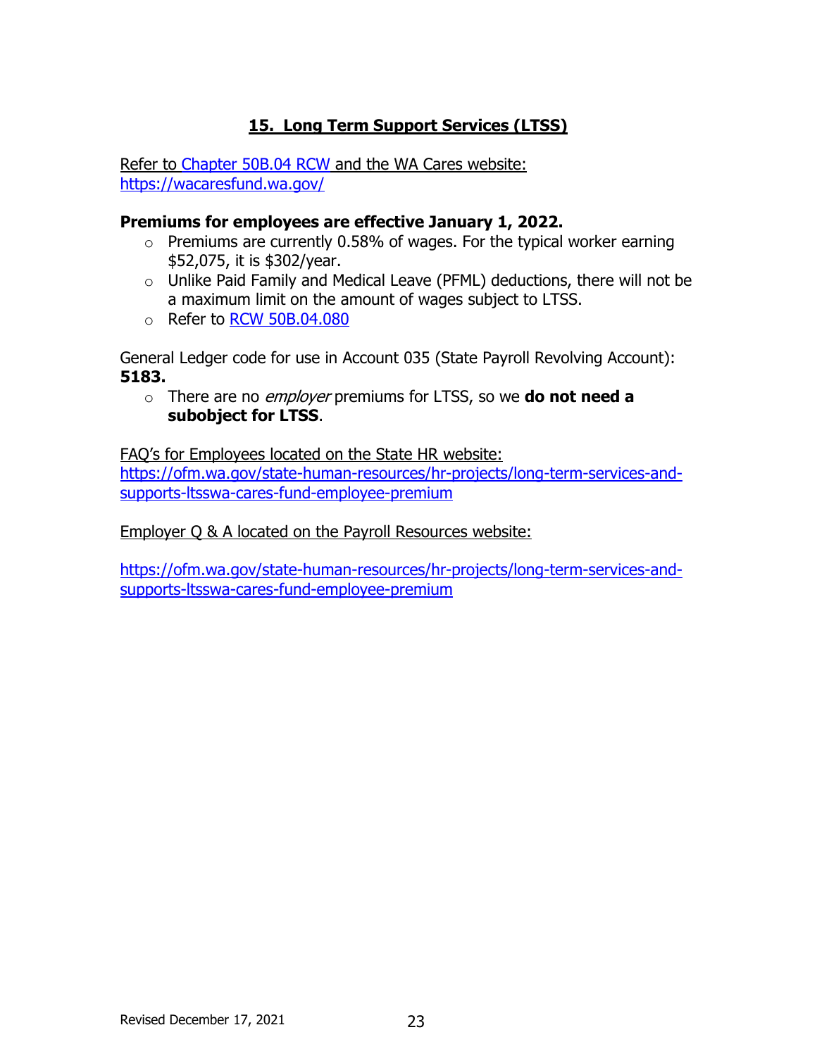## 15. Long Term Support Services (LTSS)

Refer to Chapter 50B.04 RCW and the WA Cares website: https://wacaresfund.wa.gov/

**Premiums for employees are effective January 1, 2022.**

- Premiums are currently 0.58% of wages. For the typical worker earning $52,075, it is $302/year.
- Unlike Paid Family and Medical Leave (PFML) deductions, there will not be a maximum limit on the amount of wages subject to LTSS.
- Refer to RCW 50B.04.080

General Ledger code for use in Account 035 (State Payroll Revolving Account): **5183.**

- There are no *employer* premiums for LTSS, so we **do not need a subobject for LTSS**.

FAQ's for Employees located on the State HR website: https://ofm.wa.gov/state-human-resources/hr-projects/long-term-services-and-supports-ltsswa-cares-fund-employee-premium

Employer Q & A located on the Payroll Resources website:

https://ofm.wa.gov/state-human-resources/hr-projects/long-term-services-and-supports-ltsswa-cares-fund-employee-premium

Revised December 17, 2021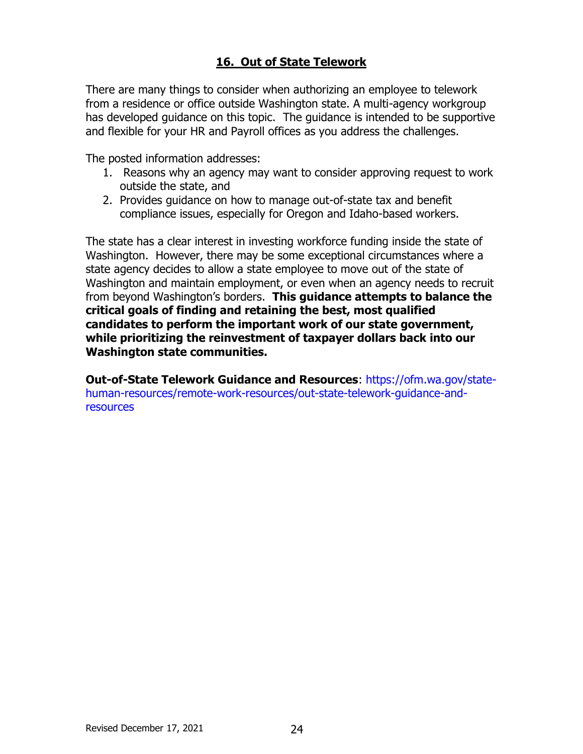## 16. Out of State Telework

There are many things to consider when authorizing an employee to telework from a residence or office outside Washington state. A multi-agency workgroup has developed guidance on this topic. The guidance is intended to be supportive and flexible for your HR and Payroll offices as you address the challenges.

The posted information addresses:

1. Reasons why an agency may want to consider approving request to work outside the state, and
2. Provides guidance on how to manage out-of-state tax and benefit compliance issues, especially for Oregon and Idaho-based workers.

The state has a clear interest in investing workforce funding inside the state of Washington. However, there may be some exceptional circumstances where a state agency decides to allow a state employee to move out of the state of Washington and maintain employment, or even when an agency needs to recruit from beyond Washington's borders. **This guidance attempts to balance the critical goals of finding and retaining the best, most qualified candidates to perform the important work of our state government, while prioritizing the reinvestment of taxpayer dollars back into our Washington state communities.**

**Out-of-State Telework Guidance and Resources**: https://ofm.wa.gov/state-human-resources/remote-work-resources/out-state-telework-guidance-and-resources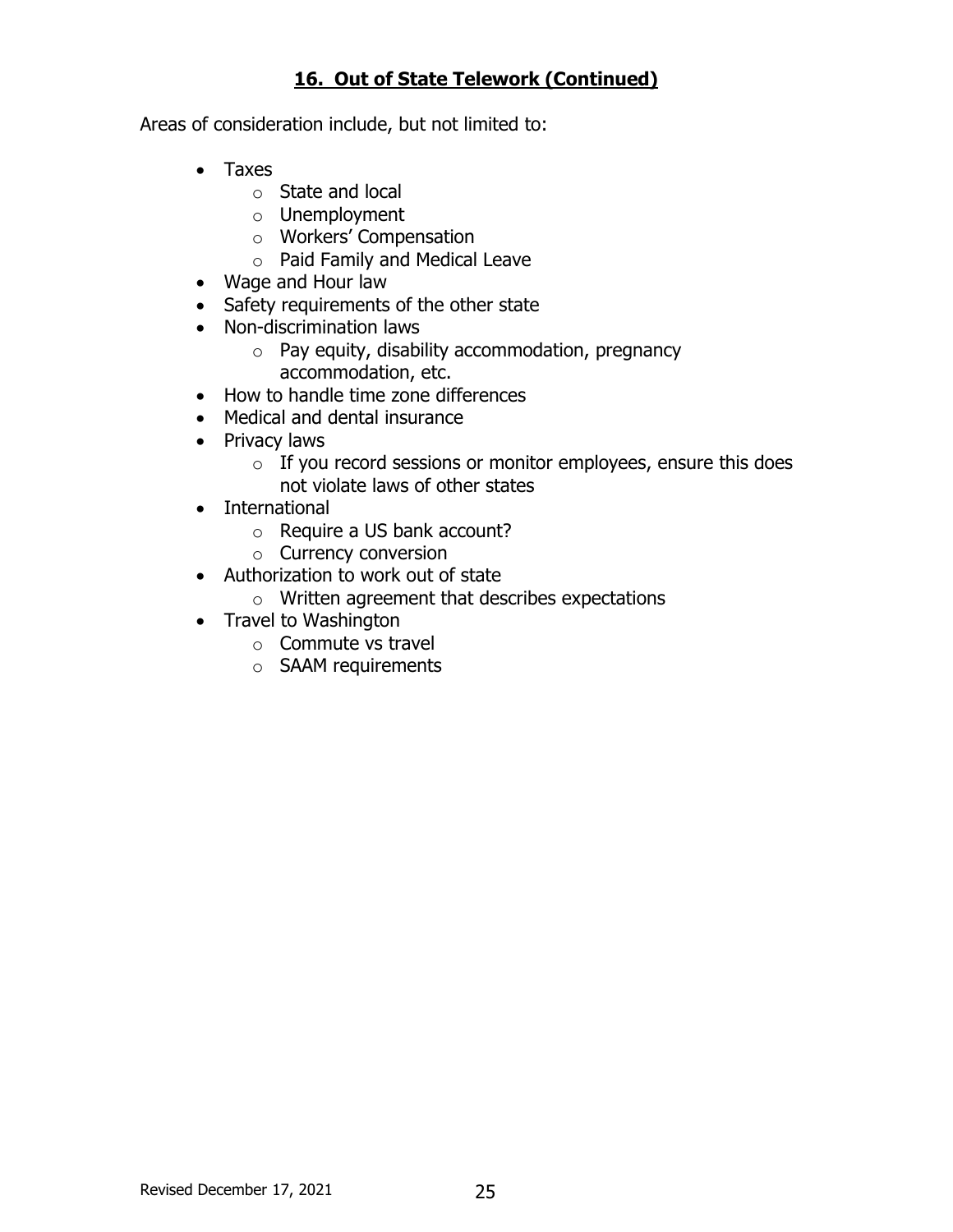## **16. Out of State Telework (Continued)**

Areas of consideration include, but not limited to:

- Taxes
  - State and local
  - Unemployment
  - Workers' Compensation
  - Paid Family and Medical Leave
- Wage and Hour law
- Safety requirements of the other state
- Non-discrimination laws
  - Pay equity, disability accommodation, pregnancy accommodation, etc.
- How to handle time zone differences
- Medical and dental insurance
- Privacy laws
  - If you record sessions or monitor employees, ensure this does not violate laws of other states
- International
  - Require a US bank account?
  - Currency conversion
- Authorization to work out of state
  - Written agreement that describes expectations
- Travel to Washington
  - Commute vs travel
  - SAAM requirements

Revised December 17, 2021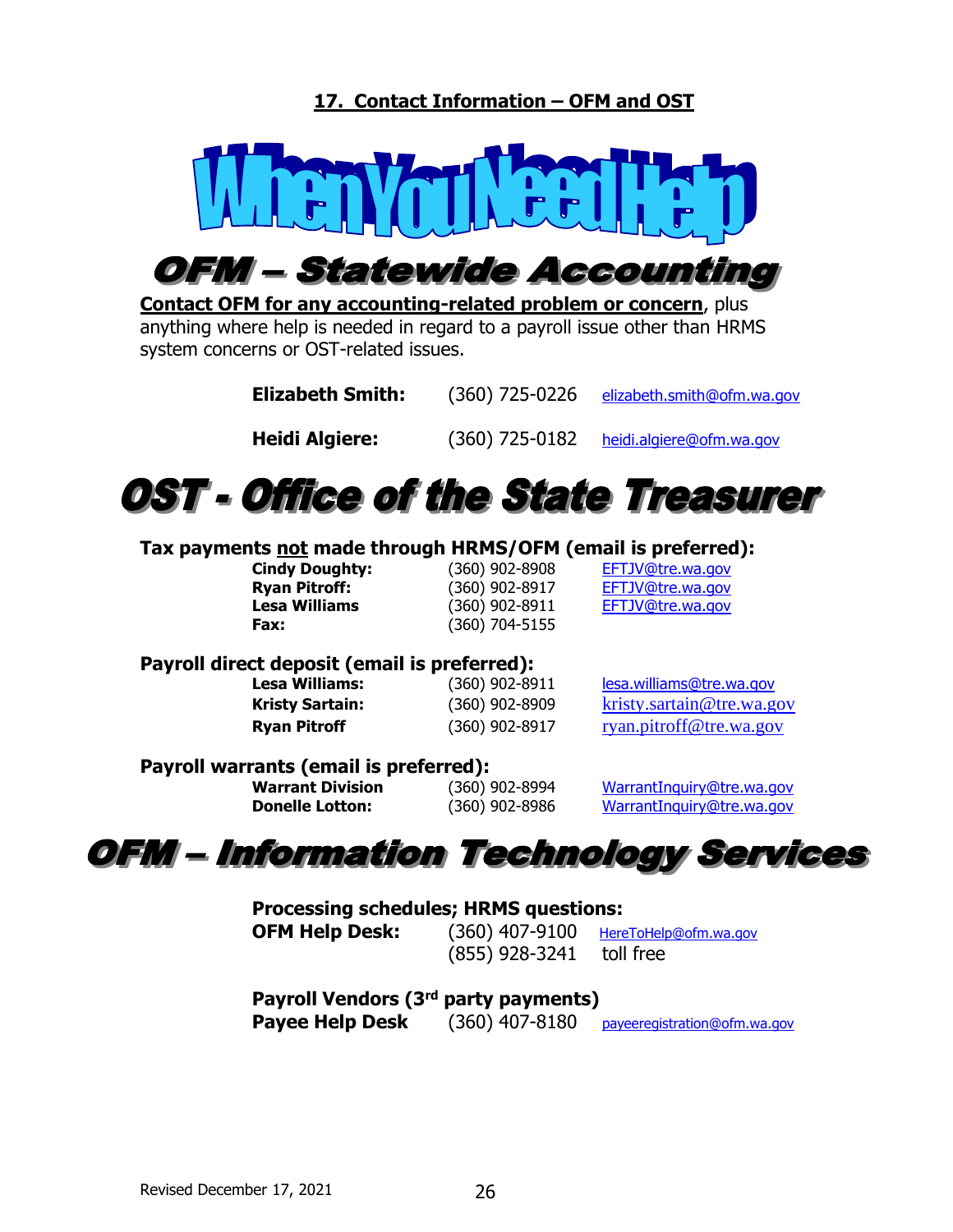## 17. Contact Information – OFM and OST

# When You Need Help

## OFM – Statewide Accounting

**Contact OFM for any accounting-related problem or concern**, plus anything where help is needed in regard to a payroll issue other than HRMS system concerns or OST-related issues.

| | | |
|---|---|---|
| **Elizabeth Smith:** | (360) 725-0226 | elizabeth.smith@ofm.wa.gov |
| **Heidi Algiere:** | (360) 725-0182 | heidi.algiere@ofm.wa.gov |

## OST - Office of the State Treasurer

**Tax payments not made through HRMS/OFM (email is preferred):**

| | | |
|---|---|---|
| **Cindy Doughty:** | (360) 902-8908 | EFTJV@tre.wa.gov |
| **Ryan Pitroff:** | (360) 902-8917 | EFTJV@tre.wa.gov |
| **Lesa Williams** | (360) 902-8911 | EFTJV@tre.wa.gov |
| **Fax:** | (360) 704-5155 | |

**Payroll direct deposit (email is preferred):**

| | | |
|---|---|---|
| **Lesa Williams:** | (360) 902-8911 | lesa.williams@tre.wa.gov |
| **Kristy Sartain:** | (360) 902-8909 | kristy.sartain@tre.wa.gov |
| **Ryan Pitroff** | (360) 902-8917 | ryan.pitroff@tre.wa.gov |

**Payroll warrants (email is preferred):**

| | | |
|---|---|---|
| **Warrant Division** | (360) 902-8994 | WarrantInquiry@tre.wa.gov |
| **Donelle Lotton:** | (360) 902-8986 | WarrantInquiry@tre.wa.gov |

## OFM – Information Technology Services

**Processing schedules; HRMS questions:**

| | | |
|---|---|---|
| **OFM Help Desk:** | (360) 407-9100 | HereToHelp@ofm.wa.gov |
| | (855) 928-3241 | toll free |

**Payroll Vendors (3rd party payments)**

| | | |
|---|---|---|
| **Payee Help Desk** | (360) 407-8180 | payeeregistration@ofm.wa.gov |

Revised December 17, 2021